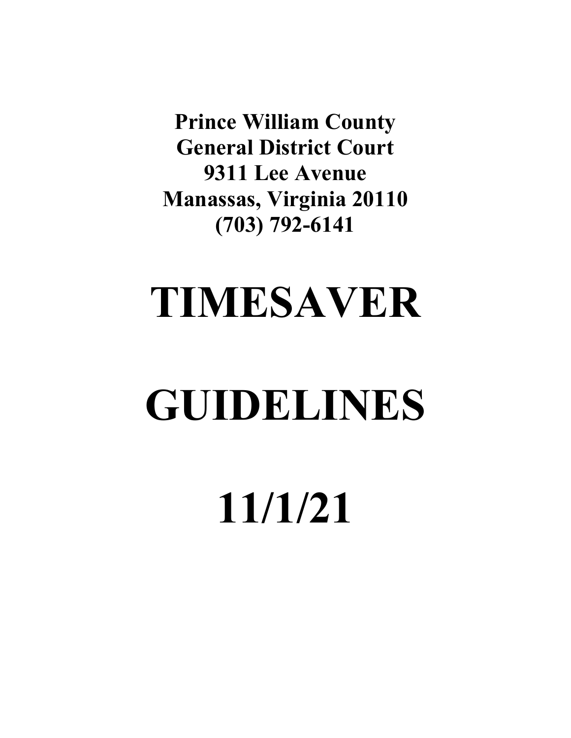**Prince William County**
**General District Court**
**9311 Lee Avenue**
**Manassas, Virginia 20110**
**(703) 792-6141**

# TIMESAVER

# GUIDELINES

# 11/1/21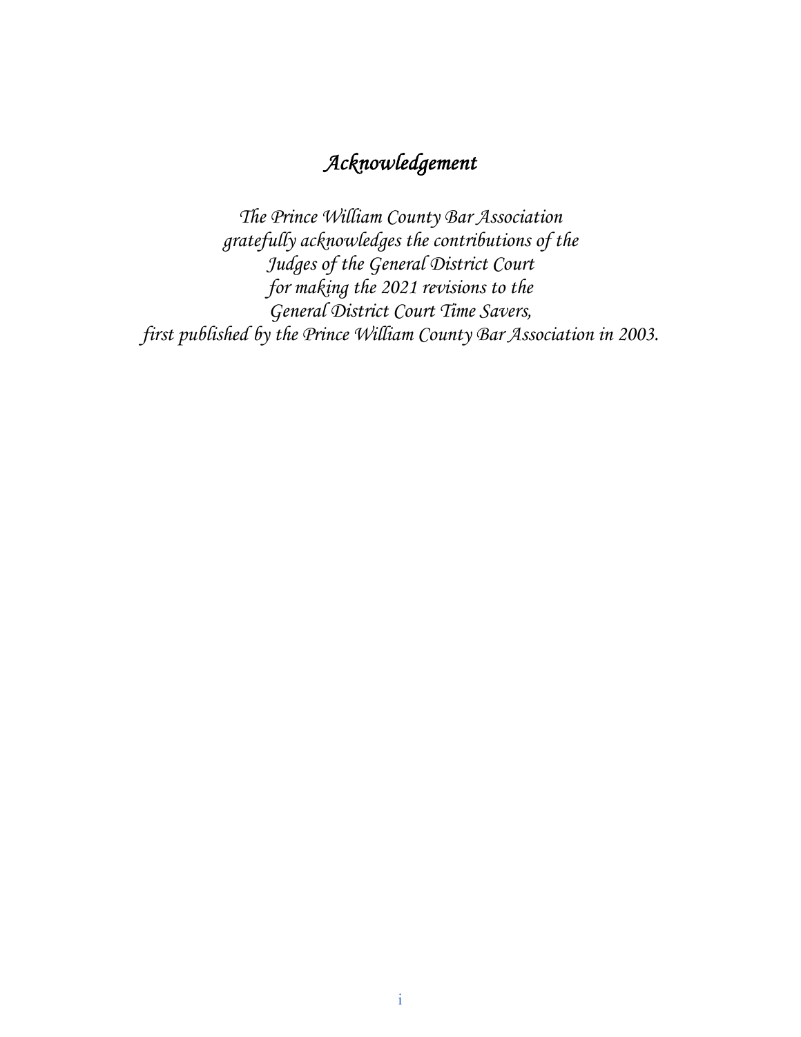# *Acknowledgement*

*The Prince William County Bar Association*
*gratefully acknowledges the contributions of the*
*Judges of the General District Court*
*for making the 2021 revisions to the*
*General District Court Time Savers,*
*first published by the Prince William County Bar Association in 2003.*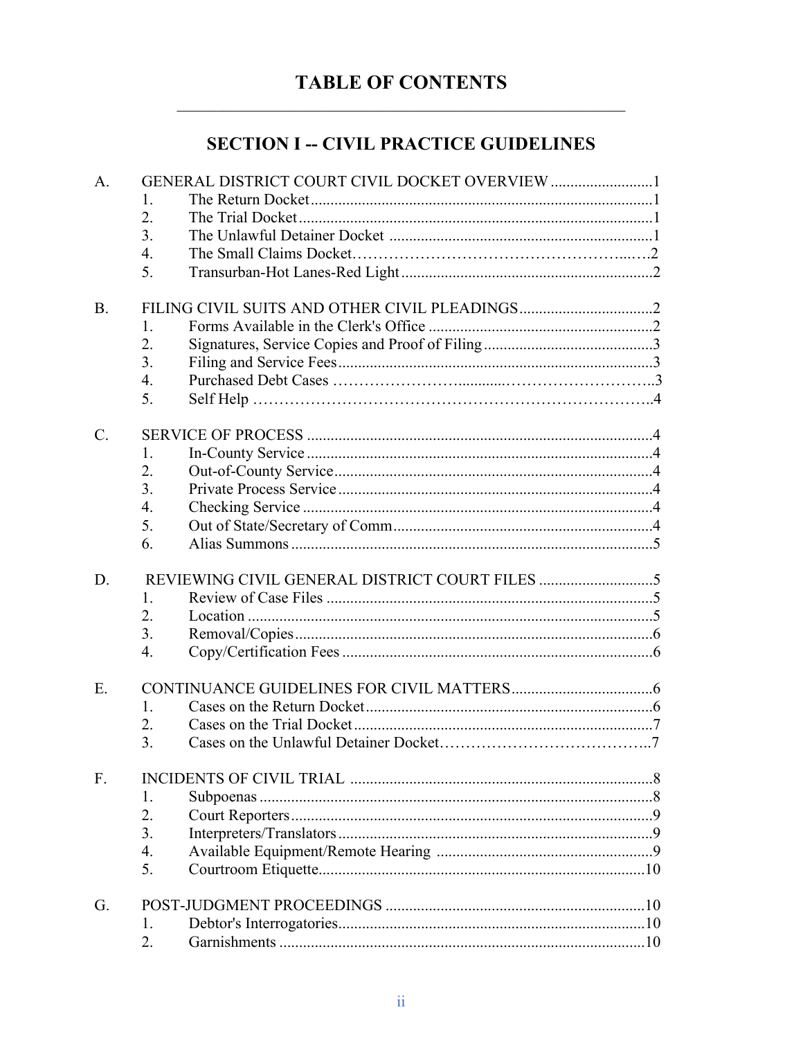# TABLE OF CONTENTS

## SECTION I -- CIVIL PRACTICE GUIDELINES

A. GENERAL DISTRICT COURT CIVIL DOCKET OVERVIEW .......................... 1
   1. The Return Docket .......................... 1
   2. The Trial Docket .......................... 1
   3. The Unlawful Detainer Docket .......................... 1
   4. The Small Claims Docket .......................... 2
   5. Transurban-Hot Lanes-Red Light .......................... 2

B. FILING CIVIL SUITS AND OTHER CIVIL PLEADINGS .......................... 2
   1. Forms Available in the Clerk's Office .......................... 2
   2. Signatures, Service Copies and Proof of Filing .......................... 3
   3. Filing and Service Fees .......................... 3
   4. Purchased Debt Cases .......................... 3
   5. Self Help .......................... 4

C. SERVICE OF PROCESS .......................... 4
   1. In-County Service .......................... 4
   2. Out-of-County Service .......................... 4
   3. Private Process Service .......................... 4
   4. Checking Service .......................... 4
   5. Out of State/Secretary of Comm .......................... 4
   6. Alias Summons .......................... 5

D. REVIEWING CIVIL GENERAL DISTRICT COURT FILES .......................... 5
   1. Review of Case Files .......................... 5
   2. Location .......................... 5
   3. Removal/Copies .......................... 6
   4. Copy/Certification Fees .......................... 6

E. CONTINUANCE GUIDELINES FOR CIVIL MATTERS .......................... 6
   1. Cases on the Return Docket .......................... 6
   2. Cases on the Trial Docket .......................... 7
   3. Cases on the Unlawful Detainer Docket .......................... 7

F. INCIDENTS OF CIVIL TRIAL .......................... 8
   1. Subpoenas .......................... 8
   2. Court Reporters .......................... 9
   3. Interpreters/Translators .......................... 9
   4. Available Equipment/Remote Hearing .......................... 9
   5. Courtroom Etiquette .......................... 10

G. POST-JUDGMENT PROCEEDINGS .......................... 10
   1. Debtor's Interrogatories .......................... 10
   2. Garnishments .......................... 10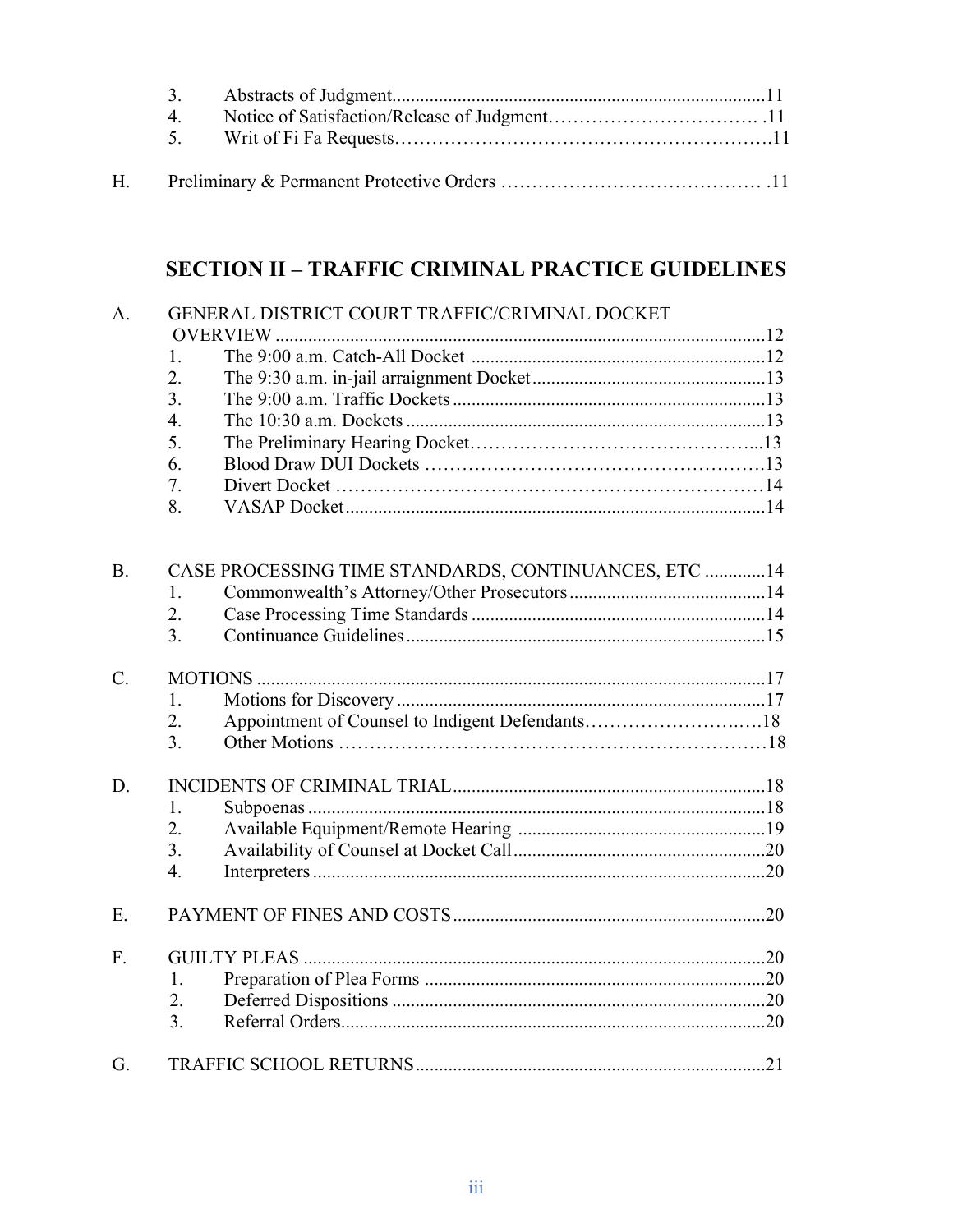3. Abstracts of Judgment................................................................................11
4. Notice of Satisfaction/Release of Judgment……………………………. .11
5. Writ of Fi Fa Requests……………………………………………………….11

H. Preliminary & Permanent Protective Orders …………………………………… .11

## SECTION II – TRAFFIC CRIMINAL PRACTICE GUIDELINES

A. GENERAL DISTRICT COURT TRAFFIC/CRIMINAL DOCKET OVERVIEW .........................................................................................................12
1. The 9:00 a.m. Catch-All Docket ...............................................................12
2. The 9:30 a.m. in-jail arraignment Docket..................................................13
3. The 9:00 a.m. Traffic Dockets ...................................................................13
4. The 10:30 a.m. Dockets .............................................................................13
5. The Preliminary Hearing Docket………………………………………...13
6. Blood Draw DUI Dockets ……………………………………………….13
7. Divert Docket ……………………………………………………………14
8. VASAP Docket..........................................................................................14

B. CASE PROCESSING TIME STANDARDS, CONTINUANCES, ETC .............14
1. Commonwealth's Attorney/Other Prosecutors..........................................14
2. Case Processing Time Standards ...............................................................14
3. Continuance Guidelines.............................................................................15

C. MOTIONS .............................................................................................................17
1. Motions for Discovery ...............................................................................17
2. Appointment of Counsel to Indigent Defendants……………………..….18
3. Other Motions ……………………………………………………………18

D. INCIDENTS OF CRIMINAL TRIAL...................................................................18
1. Subpoenas ..................................................................................................18
2. Available Equipment/Remote Hearing .....................................................19
3. Availability of Counsel at Docket Call......................................................20
4. Interpreters ................................................................................................20

E. PAYMENT OF FINES AND COSTS...................................................................20

F. GUILTY PLEAS ...................................................................................................20
1. Preparation of Plea Forms .........................................................................20
2. Deferred Dispositions ................................................................................20
3. Referral Orders...........................................................................................20

G. TRAFFIC SCHOOL RETURNS............................................................................21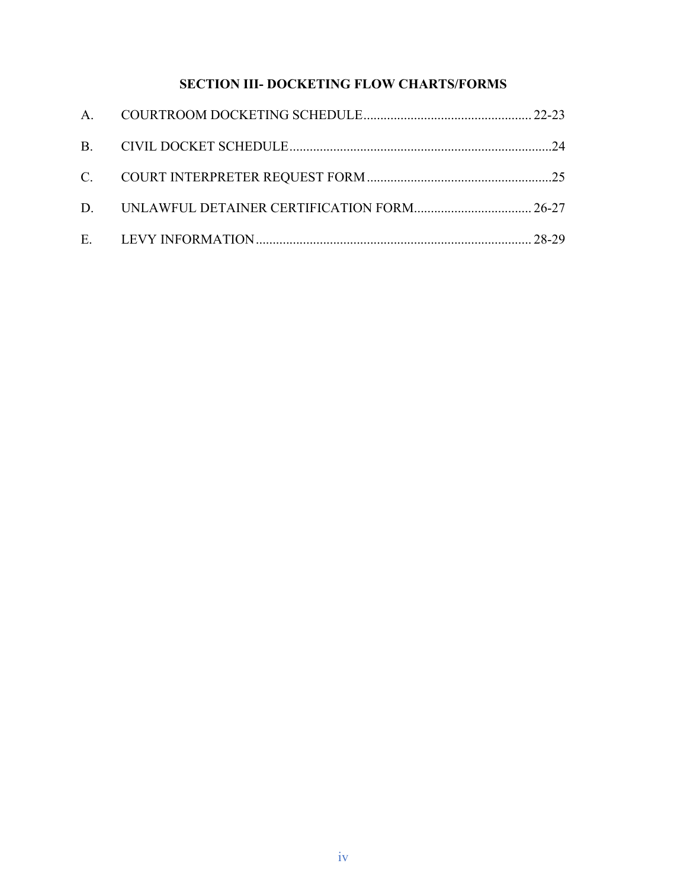## SECTION III- DOCKETING FLOW CHARTS/FORMS

A. COURTROOM DOCKETING SCHEDULE .................................................. 22-23

B. CIVIL DOCKET SCHEDULE ..............................................................................24

C. COURT INTERPRETER REQUEST FORM .......................................................25

D. UNLAWFUL DETAINER CERTIFICATION FORM................................... 26-27

E. LEVY INFORMATION .................................................................................. 28-29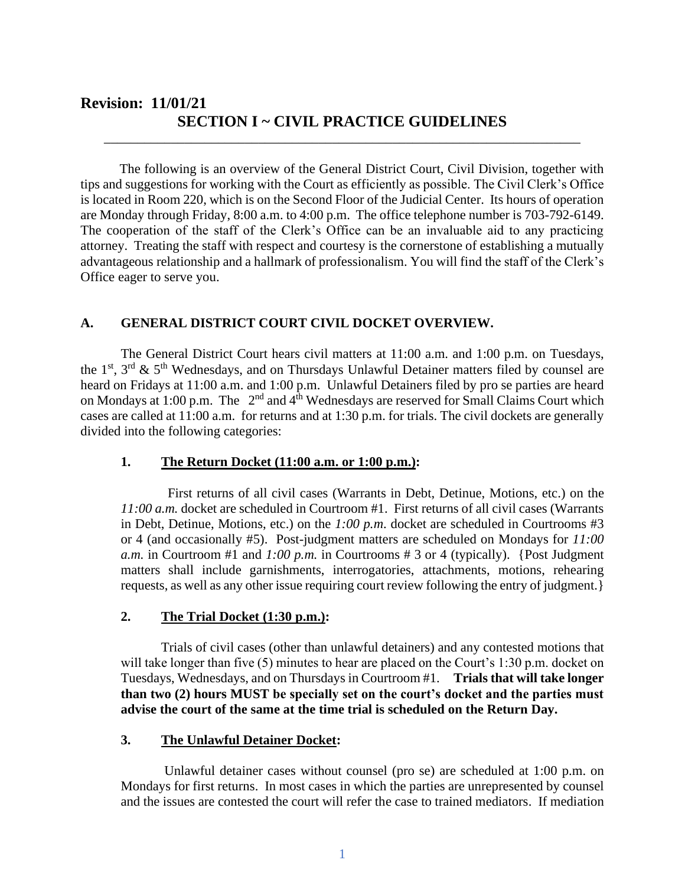**Revision: 11/01/21**

## SECTION I ~ CIVIL PRACTICE GUIDELINES

The following is an overview of the General District Court, Civil Division, together with tips and suggestions for working with the Court as efficiently as possible. The Civil Clerk's Office is located in Room 220, which is on the Second Floor of the Judicial Center. Its hours of operation are Monday through Friday, 8:00 a.m. to 4:00 p.m. The office telephone number is 703-792-6149. The cooperation of the staff of the Clerk's Office can be an invaluable aid to any practicing attorney. Treating the staff with respect and courtesy is the cornerstone of establishing a mutually advantageous relationship and a hallmark of professionalism. You will find the staff of the Clerk's Office eager to serve you.

### A. GENERAL DISTRICT COURT CIVIL DOCKET OVERVIEW.

The General District Court hears civil matters at 11:00 a.m. and 1:00 p.m. on Tuesdays, the 1st, 3rd & 5th Wednesdays, and on Thursdays Unlawful Detainer matters filed by counsel are heard on Fridays at 11:00 a.m. and 1:00 p.m. Unlawful Detainers filed by pro se parties are heard on Mondays at 1:00 p.m. The 2nd and 4th Wednesdays are reserved for Small Claims Court which cases are called at 11:00 a.m. for returns and at 1:30 p.m. for trials. The civil dockets are generally divided into the following categories:

#### 1. The Return Docket (11:00 a.m. or 1:00 p.m.):

First returns of all civil cases (Warrants in Debt, Detinue, Motions, etc.) on the *11:00 a.m.* docket are scheduled in Courtroom #1. First returns of all civil cases (Warrants in Debt, Detinue, Motions, etc.) on the *1:00 p.m.* docket are scheduled in Courtrooms #3 or 4 (and occasionally #5). Post-judgment matters are scheduled on Mondays for *11:00 a.m.* in Courtroom #1 and *1:00 p.m.* in Courtrooms # 3 or 4 (typically). {Post Judgment matters shall include garnishments, interrogatories, attachments, motions, rehearing requests, as well as any other issue requiring court review following the entry of judgment.}

#### 2. The Trial Docket (1:30 p.m.):

Trials of civil cases (other than unlawful detainers) and any contested motions that will take longer than five (5) minutes to hear are placed on the Court's 1:30 p.m. docket on Tuesdays, Wednesdays, and on Thursdays in Courtroom #1. **Trials that will take longer than two (2) hours MUST be specially set on the court's docket and the parties must advise the court of the same at the time trial is scheduled on the Return Day.**

#### 3. The Unlawful Detainer Docket:

Unlawful detainer cases without counsel (pro se) are scheduled at 1:00 p.m. on Mondays for first returns. In most cases in which the parties are unrepresented by counsel and the issues are contested the court will refer the case to trained mediators. If mediation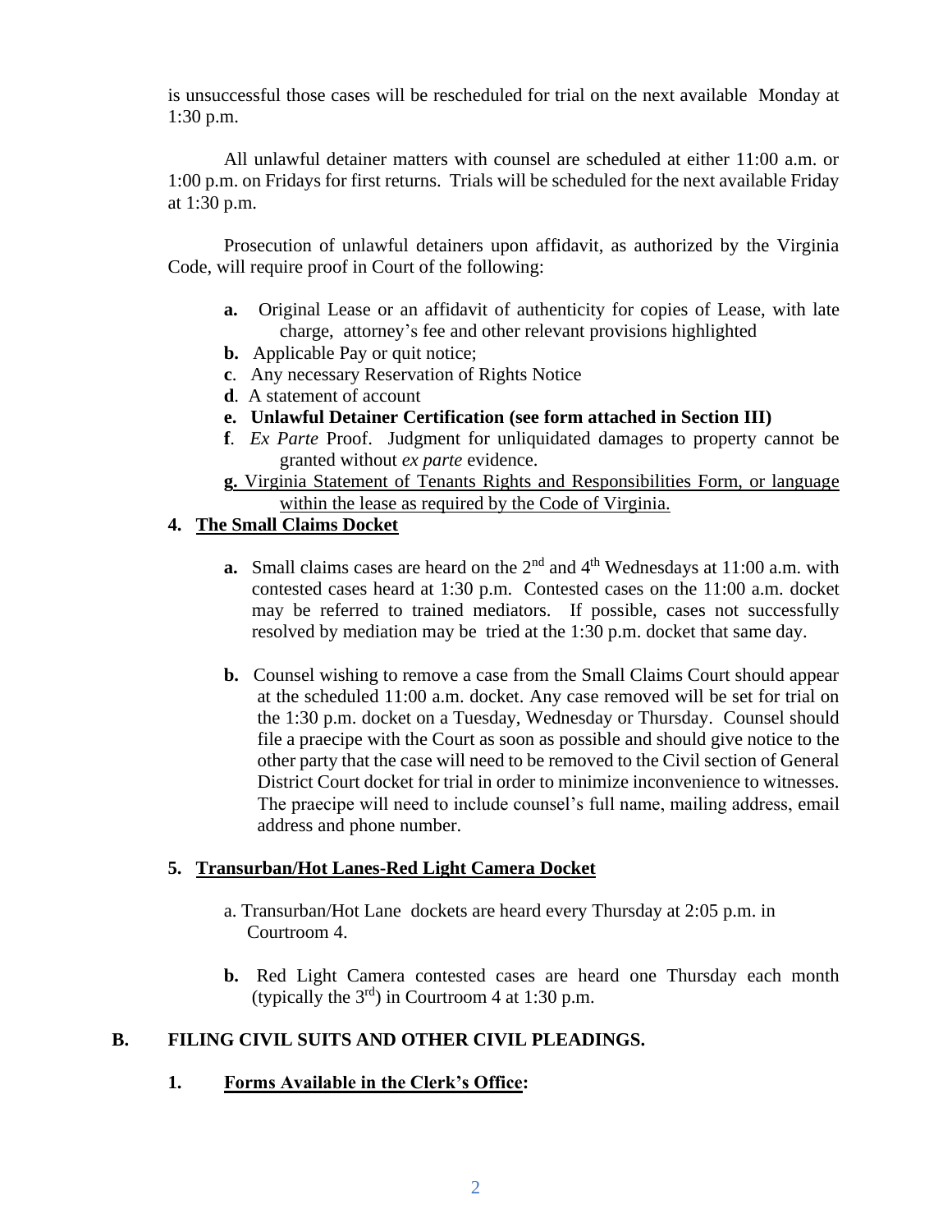is unsuccessful those cases will be rescheduled for trial on the next available Monday at 1:30 p.m.

All unlawful detainer matters with counsel are scheduled at either 11:00 a.m. or 1:00 p.m. on Fridays for first returns. Trials will be scheduled for the next available Friday at 1:30 p.m.

Prosecution of unlawful detainers upon affidavit, as authorized by the Virginia Code, will require proof in Court of the following:

- **a.** Original Lease or an affidavit of authenticity for copies of Lease, with late charge, attorney's fee and other relevant provisions highlighted
- **b.** Applicable Pay or quit notice;
- **c**. Any necessary Reservation of Rights Notice
- **d**. A statement of account
- **e. Unlawful Detainer Certification (see form attached in Section III)**
- **f**. *Ex Parte* Proof. Judgment for unliquidated damages to property cannot be granted without *ex parte* evidence.
- **g.** Virginia Statement of Tenants Rights and Responsibilities Form, or language within the lease as required by the Code of Virginia.

### 4. The Small Claims Docket

**a.** Small claims cases are heard on the 2nd and 4th Wednesdays at 11:00 a.m. with contested cases heard at 1:30 p.m. Contested cases on the 11:00 a.m. docket may be referred to trained mediators. If possible, cases not successfully resolved by mediation may be tried at the 1:30 p.m. docket that same day.

**b.** Counsel wishing to remove a case from the Small Claims Court should appear at the scheduled 11:00 a.m. docket. Any case removed will be set for trial on the 1:30 p.m. docket on a Tuesday, Wednesday or Thursday. Counsel should file a praecipe with the Court as soon as possible and should give notice to the other party that the case will need to be removed to the Civil section of General District Court docket for trial in order to minimize inconvenience to witnesses. The praecipe will need to include counsel's full name, mailing address, email address and phone number.

### 5. Transurban/Hot Lanes-Red Light Camera Docket

a. Transurban/Hot Lane dockets are heard every Thursday at 2:05 p.m. in Courtroom 4.

**b.** Red Light Camera contested cases are heard one Thursday each month (typically the 3rd) in Courtroom 4 at 1:30 p.m.

## B. FILING CIVIL SUITS AND OTHER CIVIL PLEADINGS.

### 1. Forms Available in the Clerk's Office: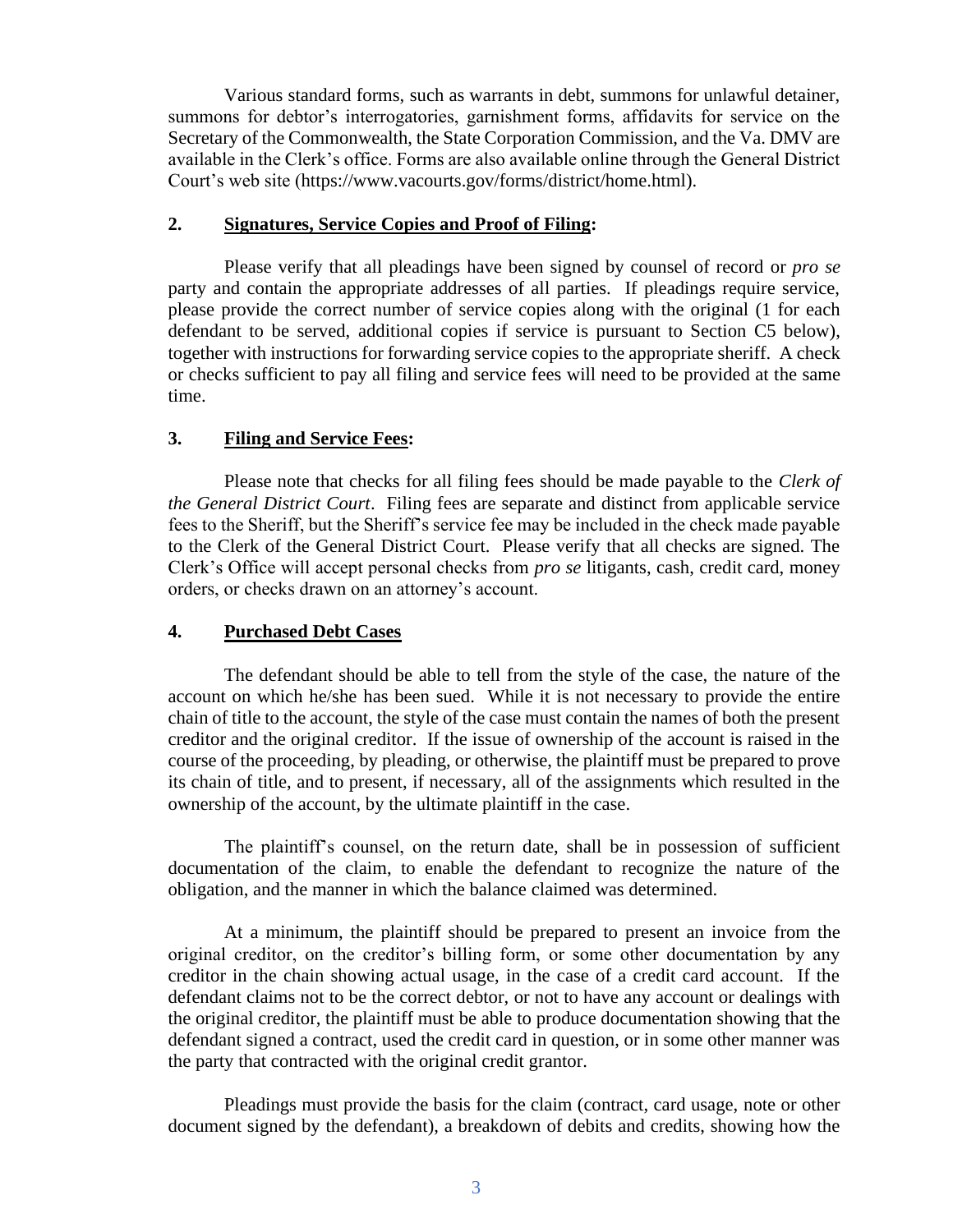Various standard forms, such as warrants in debt, summons for unlawful detainer, summons for debtor's interrogatories, garnishment forms, affidavits for service on the Secretary of the Commonwealth, the State Corporation Commission, and the Va. DMV are available in the Clerk's office. Forms are also available online through the General District Court's web site (https://www.vacourts.gov/forms/district/home.html).

### 2. <u>Signatures, Service Copies and Proof of Filing</u>:

Please verify that all pleadings have been signed by counsel of record or *pro se* party and contain the appropriate addresses of all parties. If pleadings require service, please provide the correct number of service copies along with the original (1 for each defendant to be served, additional copies if service is pursuant to Section C5 below), together with instructions for forwarding service copies to the appropriate sheriff. A check or checks sufficient to pay all filing and service fees will need to be provided at the same time.

### 3. <u>Filing and Service Fees</u>:

Please note that checks for all filing fees should be made payable to the *Clerk of the General District Court*. Filing fees are separate and distinct from applicable service fees to the Sheriff, but the Sheriff's service fee may be included in the check made payable to the Clerk of the General District Court. Please verify that all checks are signed. The Clerk's Office will accept personal checks from *pro se* litigants, cash, credit card, money orders, or checks drawn on an attorney's account.

### 4. <u>Purchased Debt Cases</u>

The defendant should be able to tell from the style of the case, the nature of the account on which he/she has been sued. While it is not necessary to provide the entire chain of title to the account, the style of the case must contain the names of both the present creditor and the original creditor. If the issue of ownership of the account is raised in the course of the proceeding, by pleading, or otherwise, the plaintiff must be prepared to prove its chain of title, and to present, if necessary, all of the assignments which resulted in the ownership of the account, by the ultimate plaintiff in the case.

The plaintiff's counsel, on the return date, shall be in possession of sufficient documentation of the claim, to enable the defendant to recognize the nature of the obligation, and the manner in which the balance claimed was determined.

At a minimum, the plaintiff should be prepared to present an invoice from the original creditor, on the creditor's billing form, or some other documentation by any creditor in the chain showing actual usage, in the case of a credit card account. If the defendant claims not to be the correct debtor, or not to have any account or dealings with the original creditor, the plaintiff must be able to produce documentation showing that the defendant signed a contract, used the credit card in question, or in some other manner was the party that contracted with the original credit grantor.

Pleadings must provide the basis for the claim (contract, card usage, note or other document signed by the defendant), a breakdown of debits and credits, showing how the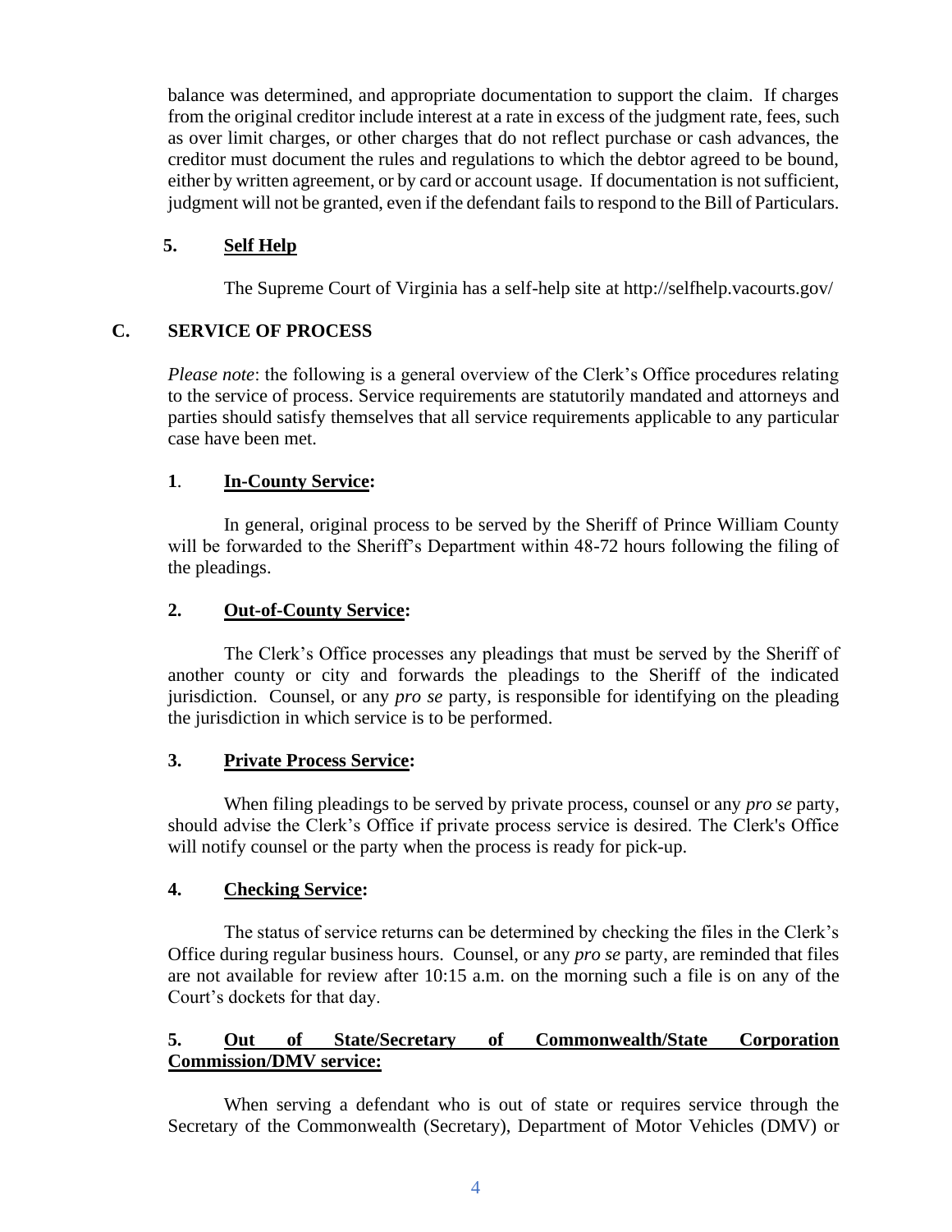balance was determined, and appropriate documentation to support the claim. If charges from the original creditor include interest at a rate in excess of the judgment rate, fees, such as over limit charges, or other charges that do not reflect purchase or cash advances, the creditor must document the rules and regulations to which the debtor agreed to be bound, either by written agreement, or by card or account usage. If documentation is not sufficient, judgment will not be granted, even if the defendant fails to respond to the Bill of Particulars.

**5. Self Help**

The Supreme Court of Virginia has a self-help site at http://selfhelp.vacourts.gov/

## C. SERVICE OF PROCESS

*Please note*: the following is a general overview of the Clerk's Office procedures relating to the service of process. Service requirements are statutorily mandated and attorneys and parties should satisfy themselves that all service requirements applicable to any particular case have been met.

**1. In-County Service:**

In general, original process to be served by the Sheriff of Prince William County will be forwarded to the Sheriff's Department within 48-72 hours following the filing of the pleadings.

**2. Out-of-County Service:**

The Clerk's Office processes any pleadings that must be served by the Sheriff of another county or city and forwards the pleadings to the Sheriff of the indicated jurisdiction. Counsel, or any *pro se* party, is responsible for identifying on the pleading the jurisdiction in which service is to be performed.

**3. Private Process Service:**

When filing pleadings to be served by private process, counsel or any *pro se* party, should advise the Clerk's Office if private process service is desired. The Clerk's Office will notify counsel or the party when the process is ready for pick-up.

**4. Checking Service:**

The status of service returns can be determined by checking the files in the Clerk's Office during regular business hours. Counsel, or any *pro se* party, are reminded that files are not available for review after 10:15 a.m. on the morning such a file is on any of the Court's dockets for that day.

**5. Out of State/Secretary of Commonwealth/State Corporation Commission/DMV service:**

When serving a defendant who is out of state or requires service through the Secretary of the Commonwealth (Secretary), Department of Motor Vehicles (DMV) or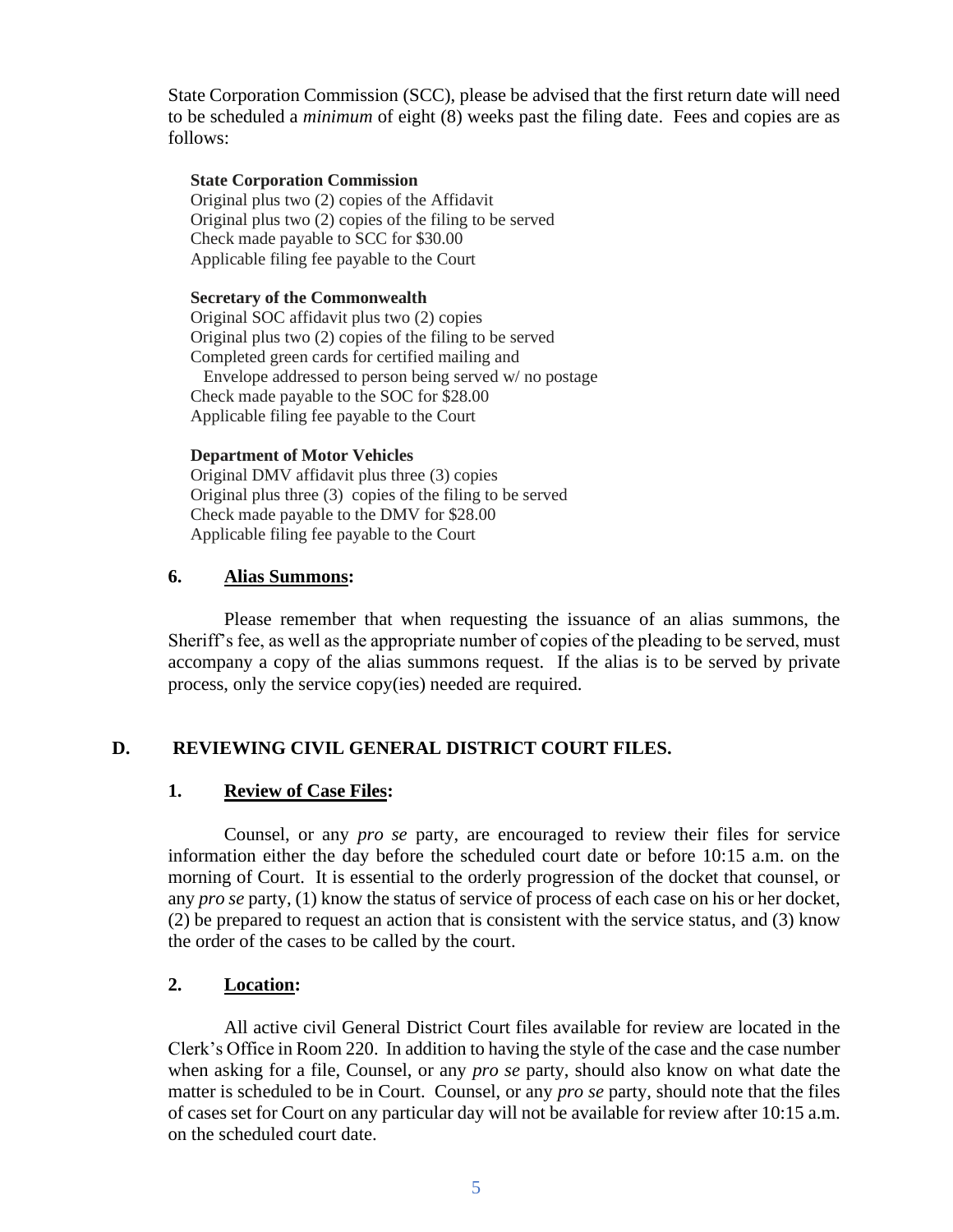State Corporation Commission (SCC), please be advised that the first return date will need to be scheduled a *minimum* of eight (8) weeks past the filing date. Fees and copies are as follows:

**State Corporation Commission**
Original plus two (2) copies of the Affidavit
Original plus two (2) copies of the filing to be served
Check made payable to SCC for $30.00
Applicable filing fee payable to the Court

**Secretary of the Commonwealth**
Original SOC affidavit plus two (2) copies
Original plus two (2) copies of the filing to be served
Completed green cards for certified mailing and
Envelope addressed to person being served w/ no postage
Check made payable to the SOC for $28.00
Applicable filing fee payable to the Court

**Department of Motor Vehicles**
Original DMV affidavit plus three (3) copies
Original plus three (3) copies of the filing to be served
Check made payable to the DMV for $28.00
Applicable filing fee payable to the Court

#### 6. Alias Summons:

Please remember that when requesting the issuance of an alias summons, the Sheriff's fee, as well as the appropriate number of copies of the pleading to be served, must accompany a copy of the alias summons request. If the alias is to be served by private process, only the service copy(ies) needed are required.

### D. REVIEWING CIVIL GENERAL DISTRICT COURT FILES.

#### 1. Review of Case Files:

Counsel, or any *pro se* party, are encouraged to review their files for service information either the day before the scheduled court date or before 10:15 a.m. on the morning of Court. It is essential to the orderly progression of the docket that counsel, or any *pro se* party, (1) know the status of service of process of each case on his or her docket, (2) be prepared to request an action that is consistent with the service status, and (3) know the order of the cases to be called by the court.

#### 2. Location:

All active civil General District Court files available for review are located in the Clerk's Office in Room 220. In addition to having the style of the case and the case number when asking for a file, Counsel, or any *pro se* party, should also know on what date the matter is scheduled to be in Court. Counsel, or any *pro se* party, should note that the files of cases set for Court on any particular day will not be available for review after 10:15 a.m. on the scheduled court date.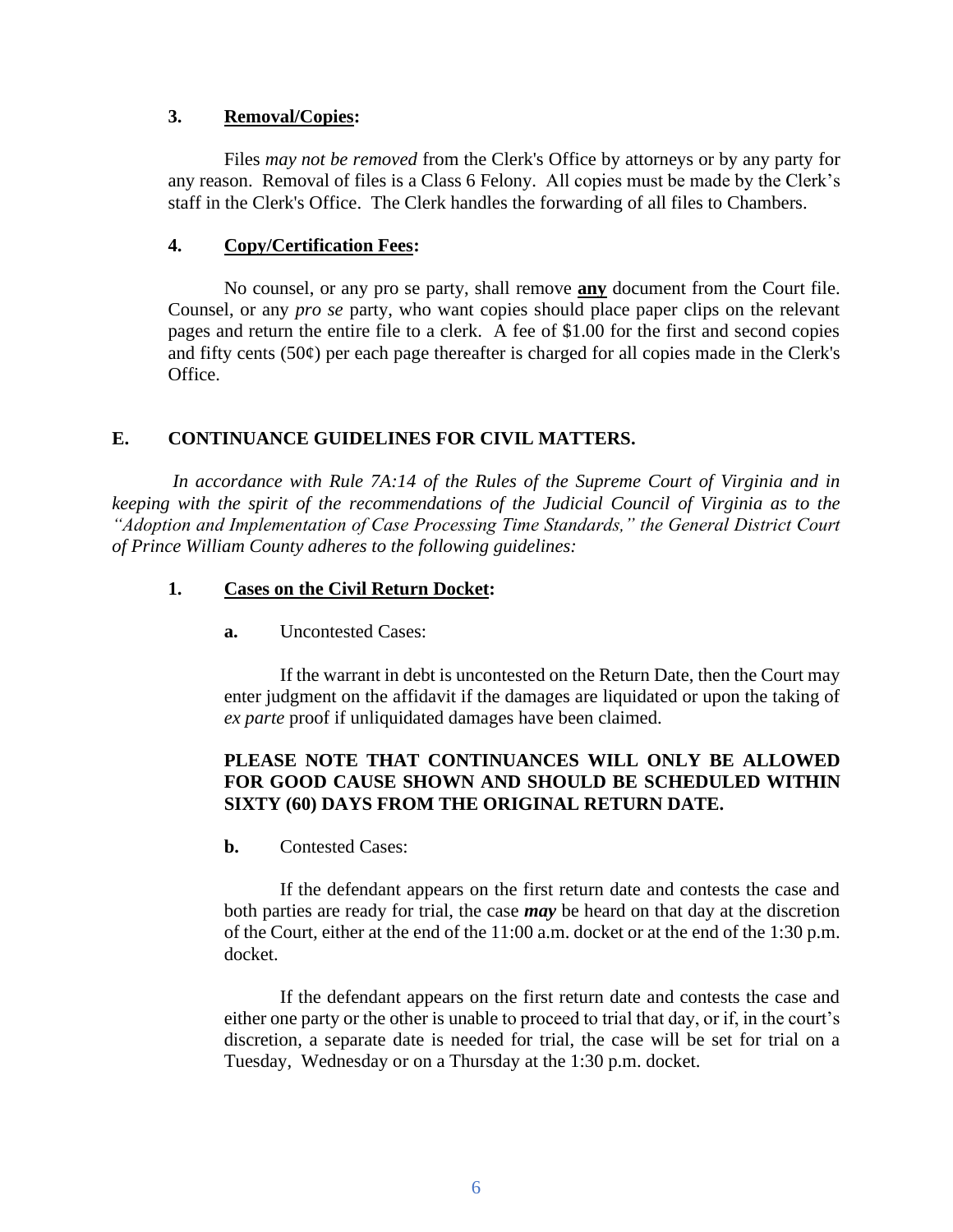### 3. <u>Removal/Copies</u>:

Files *may not be removed* from the Clerk's Office by attorneys or by any party for any reason. Removal of files is a Class 6 Felony. All copies must be made by the Clerk's staff in the Clerk's Office. The Clerk handles the forwarding of all files to Chambers.

### 4. <u>Copy/Certification Fees</u>:

No counsel, or any pro se party, shall remove <u>**any**</u> document from the Court file. Counsel, or any *pro se* party, who want copies should place paper clips on the relevant pages and return the entire file to a clerk. A fee of $1.00 for the first and second copies and fifty cents (50¢) per each page thereafter is charged for all copies made in the Clerk's Office.

## E. CONTINUANCE GUIDELINES FOR CIVIL MATTERS.

*In accordance with Rule 7A:14 of the Rules of the Supreme Court of Virginia and in keeping with the spirit of the recommendations of the Judicial Council of Virginia as to the "Adoption and Implementation of Case Processing Time Standards," the General District Court of Prince William County adheres to the following guidelines:*

### 1. <u>Cases on the Civil Return Docket</u>:

**a.** Uncontested Cases:

If the warrant in debt is uncontested on the Return Date, then the Court may enter judgment on the affidavit if the damages are liquidated or upon the taking of *ex parte* proof if unliquidated damages have been claimed.

**PLEASE NOTE THAT CONTINUANCES WILL ONLY BE ALLOWED FOR GOOD CAUSE SHOWN AND SHOULD BE SCHEDULED WITHIN SIXTY (60) DAYS FROM THE ORIGINAL RETURN DATE.**

**b.** Contested Cases:

If the defendant appears on the first return date and contests the case and both parties are ready for trial, the case ***may*** be heard on that day at the discretion of the Court, either at the end of the 11:00 a.m. docket or at the end of the 1:30 p.m. docket.

If the defendant appears on the first return date and contests the case and either one party or the other is unable to proceed to trial that day, or if, in the court's discretion, a separate date is needed for trial, the case will be set for trial on a Tuesday, Wednesday or on a Thursday at the 1:30 p.m. docket.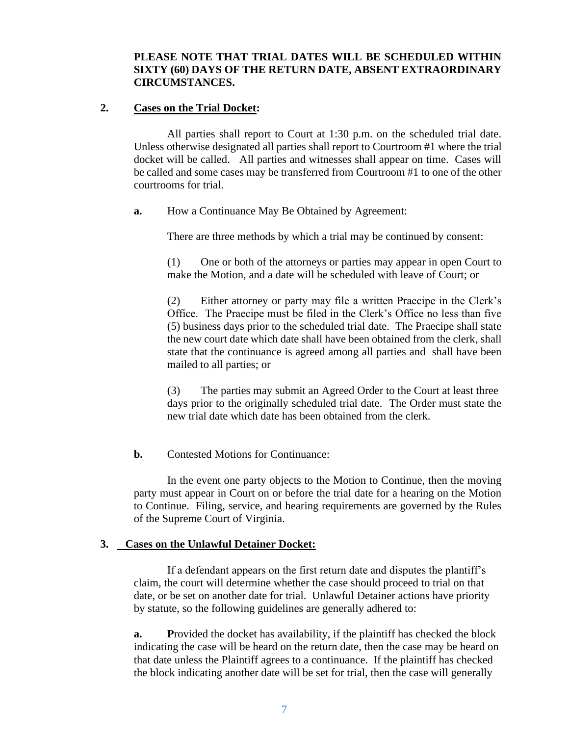**PLEASE NOTE THAT TRIAL DATES WILL BE SCHEDULED WITHIN SIXTY (60) DAYS OF THE RETURN DATE, ABSENT EXTRAORDINARY CIRCUMSTANCES.**

**2. Cases on the Trial Docket:**

All parties shall report to Court at 1:30 p.m. on the scheduled trial date. Unless otherwise designated all parties shall report to Courtroom #1 where the trial docket will be called. All parties and witnesses shall appear on time. Cases will be called and some cases may be transferred from Courtroom #1 to one of the other courtrooms for trial.

**a.** How a Continuance May Be Obtained by Agreement:

There are three methods by which a trial may be continued by consent:

(1) One or both of the attorneys or parties may appear in open Court to make the Motion, and a date will be scheduled with leave of Court; or

(2) Either attorney or party may file a written Praecipe in the Clerk's Office. The Praecipe must be filed in the Clerk's Office no less than five (5) business days prior to the scheduled trial date. The Praecipe shall state the new court date which date shall have been obtained from the clerk, shall state that the continuance is agreed among all parties and shall have been mailed to all parties; or

(3) The parties may submit an Agreed Order to the Court at least three days prior to the originally scheduled trial date. The Order must state the new trial date which date has been obtained from the clerk.

**b.** Contested Motions for Continuance:

In the event one party objects to the Motion to Continue, then the moving party must appear in Court on or before the trial date for a hearing on the Motion to Continue. Filing, service, and hearing requirements are governed by the Rules of the Supreme Court of Virginia.

**3. Cases on the Unlawful Detainer Docket:**

If a defendant appears on the first return date and disputes the plantiff's claim, the court will determine whether the case should proceed to trial on that date, or be set on another date for trial. Unlawful Detainer actions have priority by statute, so the following guidelines are generally adhered to:

**a.** **P**rovided the docket has availability, if the plaintiff has checked the block indicating the case will be heard on the return date, then the case may be heard on that date unless the Plaintiff agrees to a continuance. If the plaintiff has checked the block indicating another date will be set for trial, then the case will generally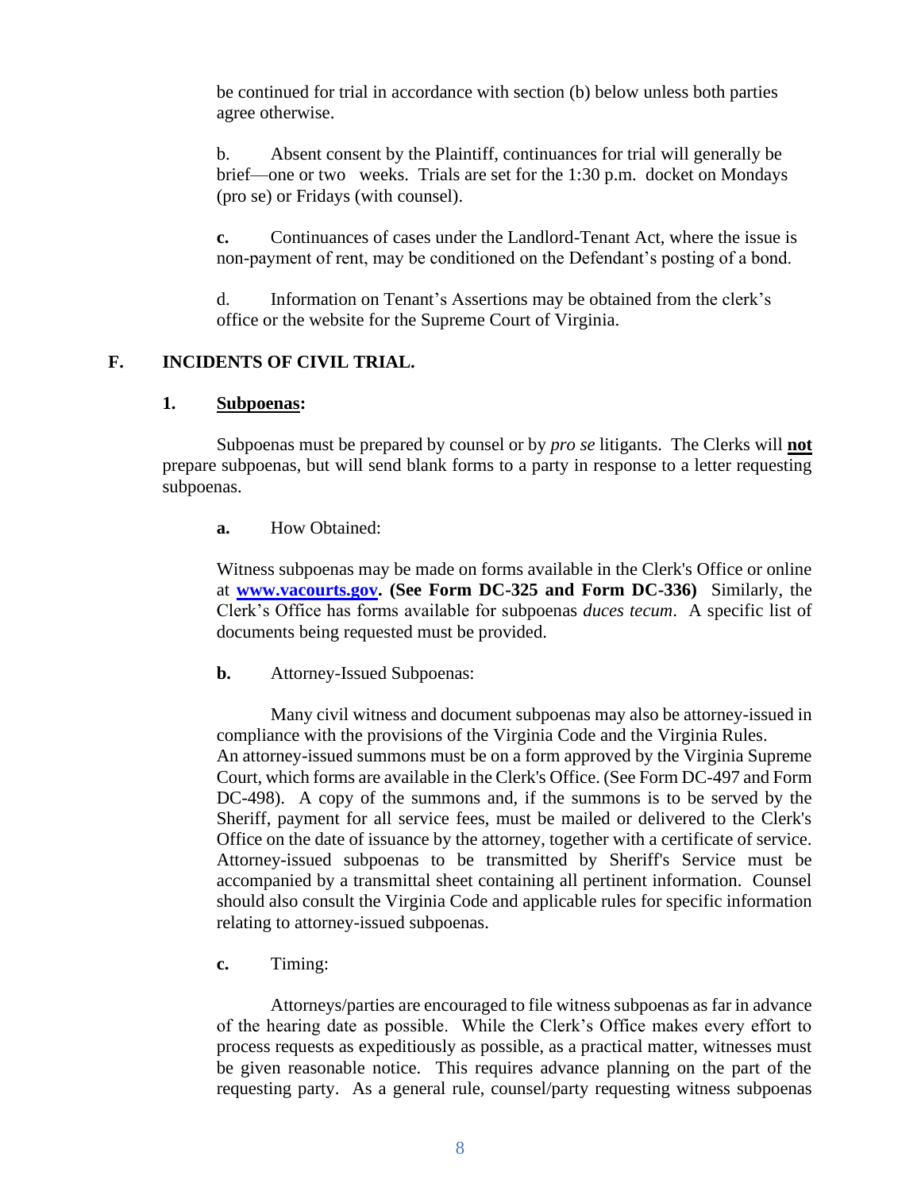be continued for trial in accordance with section (b) below unless both parties agree otherwise.

b. Absent consent by the Plaintiff, continuances for trial will generally be brief—one or two weeks. Trials are set for the 1:30 p.m. docket on Mondays (pro se) or Fridays (with counsel).

**c.** Continuances of cases under the Landlord-Tenant Act, where the issue is non-payment of rent, may be conditioned on the Defendant's posting of a bond.

d. Information on Tenant's Assertions may be obtained from the clerk's office or the website for the Supreme Court of Virginia.

## F. INCIDENTS OF CIVIL TRIAL.

### 1. Subpoenas:

Subpoenas must be prepared by counsel or by *pro se* litigants. The Clerks will **not** prepare subpoenas, but will send blank forms to a party in response to a letter requesting subpoenas.

**a.** How Obtained:

Witness subpoenas may be made on forms available in the Clerk's Office or online at **www.vacourts.gov. (See Form DC-325 and Form DC-336)** Similarly, the Clerk's Office has forms available for subpoenas *duces tecum*. A specific list of documents being requested must be provided.

**b.** Attorney-Issued Subpoenas:

Many civil witness and document subpoenas may also be attorney-issued in compliance with the provisions of the Virginia Code and the Virginia Rules. An attorney-issued summons must be on a form approved by the Virginia Supreme Court, which forms are available in the Clerk's Office. (See Form DC-497 and Form DC-498). A copy of the summons and, if the summons is to be served by the Sheriff, payment for all service fees, must be mailed or delivered to the Clerk's Office on the date of issuance by the attorney, together with a certificate of service. Attorney-issued subpoenas to be transmitted by Sheriff's Service must be accompanied by a transmittal sheet containing all pertinent information. Counsel should also consult the Virginia Code and applicable rules for specific information relating to attorney-issued subpoenas.

**c.** Timing:

Attorneys/parties are encouraged to file witness subpoenas as far in advance of the hearing date as possible. While the Clerk's Office makes every effort to process requests as expeditiously as possible, as a practical matter, witnesses must be given reasonable notice. This requires advance planning on the part of the requesting party. As a general rule, counsel/party requesting witness subpoenas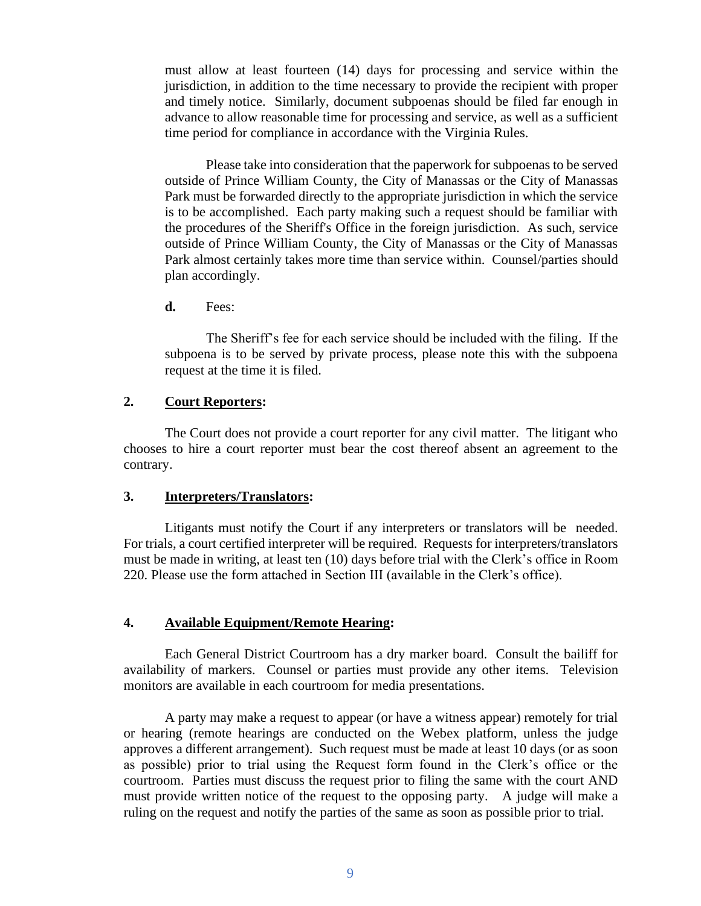must allow at least fourteen (14) days for processing and service within the jurisdiction, in addition to the time necessary to provide the recipient with proper and timely notice. Similarly, document subpoenas should be filed far enough in advance to allow reasonable time for processing and service, as well as a sufficient time period for compliance in accordance with the Virginia Rules.

Please take into consideration that the paperwork for subpoenas to be served outside of Prince William County, the City of Manassas or the City of Manassas Park must be forwarded directly to the appropriate jurisdiction in which the service is to be accomplished. Each party making such a request should be familiar with the procedures of the Sheriff's Office in the foreign jurisdiction. As such, service outside of Prince William County, the City of Manassas or the City of Manassas Park almost certainly takes more time than service within. Counsel/parties should plan accordingly.

**d.** Fees:

The Sheriff's fee for each service should be included with the filing. If the subpoena is to be served by private process, please note this with the subpoena request at the time it is filed.

### 2. <u>Court Reporters</u>:

The Court does not provide a court reporter for any civil matter. The litigant who chooses to hire a court reporter must bear the cost thereof absent an agreement to the contrary.

### 3. <u>Interpreters/Translators</u>:

Litigants must notify the Court if any interpreters or translators will be needed. For trials, a court certified interpreter will be required. Requests for interpreters/translators must be made in writing, at least ten (10) days before trial with the Clerk's office in Room 220. Please use the form attached in Section III (available in the Clerk's office).

### 4. <u>Available Equipment/Remote Hearing</u>:

Each General District Courtroom has a dry marker board. Consult the bailiff for availability of markers. Counsel or parties must provide any other items. Television monitors are available in each courtroom for media presentations.

A party may make a request to appear (or have a witness appear) remotely for trial or hearing (remote hearings are conducted on the Webex platform, unless the judge approves a different arrangement). Such request must be made at least 10 days (or as soon as possible) prior to trial using the Request form found in the Clerk's office or the courtroom. Parties must discuss the request prior to filing the same with the court AND must provide written notice of the request to the opposing party. A judge will make a ruling on the request and notify the parties of the same as soon as possible prior to trial.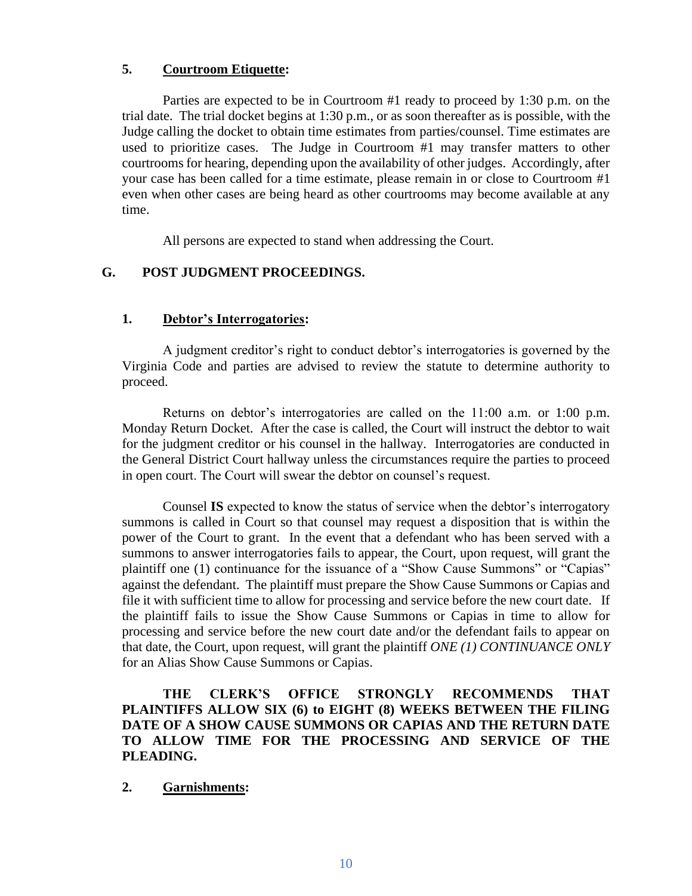### 5. **Courtroom Etiquette:**

Parties are expected to be in Courtroom #1 ready to proceed by 1:30 p.m. on the trial date. The trial docket begins at 1:30 p.m., or as soon thereafter as is possible, with the Judge calling the docket to obtain time estimates from parties/counsel. Time estimates are used to prioritize cases. The Judge in Courtroom #1 may transfer matters to other courtrooms for hearing, depending upon the availability of other judges. Accordingly, after your case has been called for a time estimate, please remain in or close to Courtroom #1 even when other cases are being heard as other courtrooms may become available at any time.

All persons are expected to stand when addressing the Court.

## G. POST JUDGMENT PROCEEDINGS.

### 1. **Debtor's Interrogatories:**

A judgment creditor's right to conduct debtor's interrogatories is governed by the Virginia Code and parties are advised to review the statute to determine authority to proceed.

Returns on debtor's interrogatories are called on the 11:00 a.m. or 1:00 p.m. Monday Return Docket. After the case is called, the Court will instruct the debtor to wait for the judgment creditor or his counsel in the hallway. Interrogatories are conducted in the General District Court hallway unless the circumstances require the parties to proceed in open court. The Court will swear the debtor on counsel's request.

Counsel **IS** expected to know the status of service when the debtor's interrogatory summons is called in Court so that counsel may request a disposition that is within the power of the Court to grant. In the event that a defendant who has been served with a summons to answer interrogatories fails to appear, the Court, upon request, will grant the plaintiff one (1) continuance for the issuance of a "Show Cause Summons" or "Capias" against the defendant. The plaintiff must prepare the Show Cause Summons or Capias and file it with sufficient time to allow for processing and service before the new court date. If the plaintiff fails to issue the Show Cause Summons or Capias in time to allow for processing and service before the new court date and/or the defendant fails to appear on that date, the Court, upon request, will grant the plaintiff *ONE (1) CONTINUANCE ONLY* for an Alias Show Cause Summons or Capias.

**THE CLERK'S OFFICE STRONGLY RECOMMENDS THAT PLAINTIFFS ALLOW SIX (6) to EIGHT (8) WEEKS BETWEEN THE FILING DATE OF A SHOW CAUSE SUMMONS OR CAPIAS AND THE RETURN DATE TO ALLOW TIME FOR THE PROCESSING AND SERVICE OF THE PLEADING.**

### 2. **Garnishments:**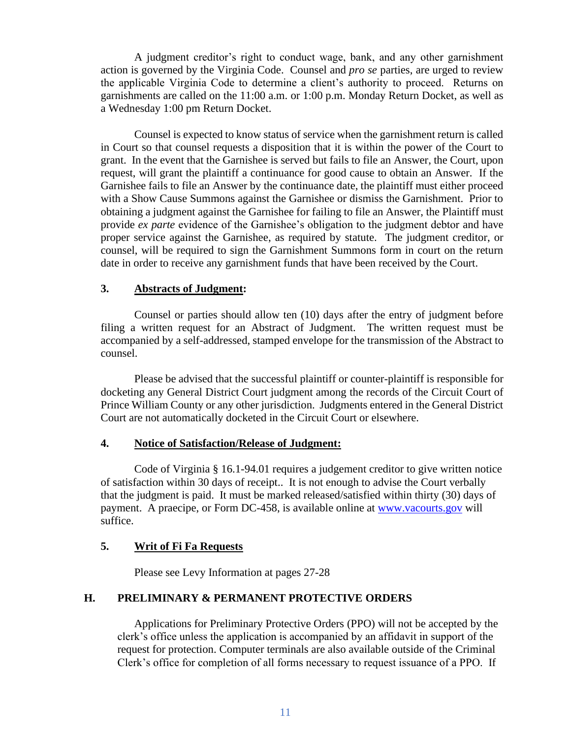A judgment creditor's right to conduct wage, bank, and any other garnishment action is governed by the Virginia Code. Counsel and *pro se* parties, are urged to review the applicable Virginia Code to determine a client's authority to proceed. Returns on garnishments are called on the 11:00 a.m. or 1:00 p.m. Monday Return Docket, as well as a Wednesday 1:00 pm Return Docket.

Counsel is expected to know status of service when the garnishment return is called in Court so that counsel requests a disposition that it is within the power of the Court to grant. In the event that the Garnishee is served but fails to file an Answer, the Court, upon request, will grant the plaintiff a continuance for good cause to obtain an Answer. If the Garnishee fails to file an Answer by the continuance date, the plaintiff must either proceed with a Show Cause Summons against the Garnishee or dismiss the Garnishment. Prior to obtaining a judgment against the Garnishee for failing to file an Answer, the Plaintiff must provide *ex parte* evidence of the Garnishee's obligation to the judgment debtor and have proper service against the Garnishee, as required by statute. The judgment creditor, or counsel, will be required to sign the Garnishment Summons form in court on the return date in order to receive any garnishment funds that have been received by the Court.

### 3. <u>Abstracts of Judgment</u>:

Counsel or parties should allow ten (10) days after the entry of judgment before filing a written request for an Abstract of Judgment. The written request must be accompanied by a self-addressed, stamped envelope for the transmission of the Abstract to counsel.

Please be advised that the successful plaintiff or counter-plaintiff is responsible for docketing any General District Court judgment among the records of the Circuit Court of Prince William County or any other jurisdiction. Judgments entered in the General District Court are not automatically docketed in the Circuit Court or elsewhere.

### 4. <u>Notice of Satisfaction/Release of Judgment:</u>

Code of Virginia § 16.1-94.01 requires a judgement creditor to give written notice of satisfaction within 30 days of receipt.. It is not enough to advise the Court verbally that the judgment is paid. It must be marked released/satisfied within thirty (30) days of payment. A praecipe, or Form DC-458, is available online at www.vacourts.gov will suffice.

### 5. <u>Writ of Fi Fa Requests</u>

Please see Levy Information at pages 27-28

## H. PRELIMINARY & PERMANENT PROTECTIVE ORDERS

Applications for Preliminary Protective Orders (PPO) will not be accepted by the clerk's office unless the application is accompanied by an affidavit in support of the request for protection. Computer terminals are also available outside of the Criminal Clerk's office for completion of all forms necessary to request issuance of a PPO. If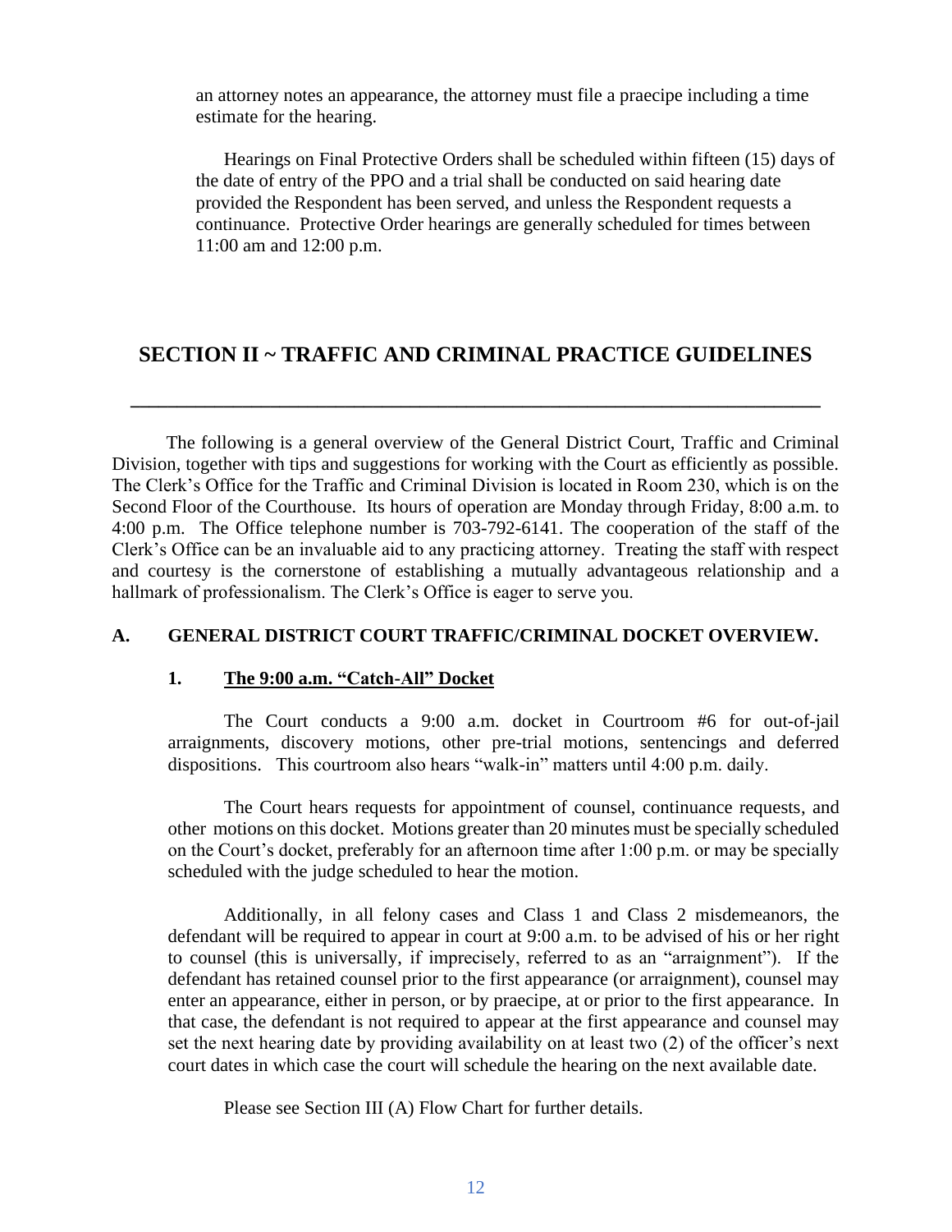an attorney notes an appearance, the attorney must file a praecipe including a time estimate for the hearing.

Hearings on Final Protective Orders shall be scheduled within fifteen (15) days of the date of entry of the PPO and a trial shall be conducted on said hearing date provided the Respondent has been served, and unless the Respondent requests a continuance. Protective Order hearings are generally scheduled for times between 11:00 am and 12:00 p.m.

## SECTION II ~ TRAFFIC AND CRIMINAL PRACTICE GUIDELINES

---

The following is a general overview of the General District Court, Traffic and Criminal Division, together with tips and suggestions for working with the Court as efficiently as possible. The Clerk's Office for the Traffic and Criminal Division is located in Room 230, which is on the Second Floor of the Courthouse. Its hours of operation are Monday through Friday, 8:00 a.m. to 4:00 p.m. The Office telephone number is 703-792-6141. The cooperation of the staff of the Clerk's Office can be an invaluable aid to any practicing attorney. Treating the staff with respect and courtesy is the cornerstone of establishing a mutually advantageous relationship and a hallmark of professionalism. The Clerk's Office is eager to serve you.

### A. GENERAL DISTRICT COURT TRAFFIC/CRIMINAL DOCKET OVERVIEW.

#### 1. The 9:00 a.m. "Catch-All" Docket

The Court conducts a 9:00 a.m. docket in Courtroom #6 for out-of-jail arraignments, discovery motions, other pre-trial motions, sentencings and deferred dispositions. This courtroom also hears "walk-in" matters until 4:00 p.m. daily.

The Court hears requests for appointment of counsel, continuance requests, and other motions on this docket. Motions greater than 20 minutes must be specially scheduled on the Court's docket, preferably for an afternoon time after 1:00 p.m. or may be specially scheduled with the judge scheduled to hear the motion.

Additionally, in all felony cases and Class 1 and Class 2 misdemeanors, the defendant will be required to appear in court at 9:00 a.m. to be advised of his or her right to counsel (this is universally, if imprecisely, referred to as an "arraignment"). If the defendant has retained counsel prior to the first appearance (or arraignment), counsel may enter an appearance, either in person, or by praecipe, at or prior to the first appearance. In that case, the defendant is not required to appear at the first appearance and counsel may set the next hearing date by providing availability on at least two (2) of the officer's next court dates in which case the court will schedule the hearing on the next available date.

Please see Section III (A) Flow Chart for further details.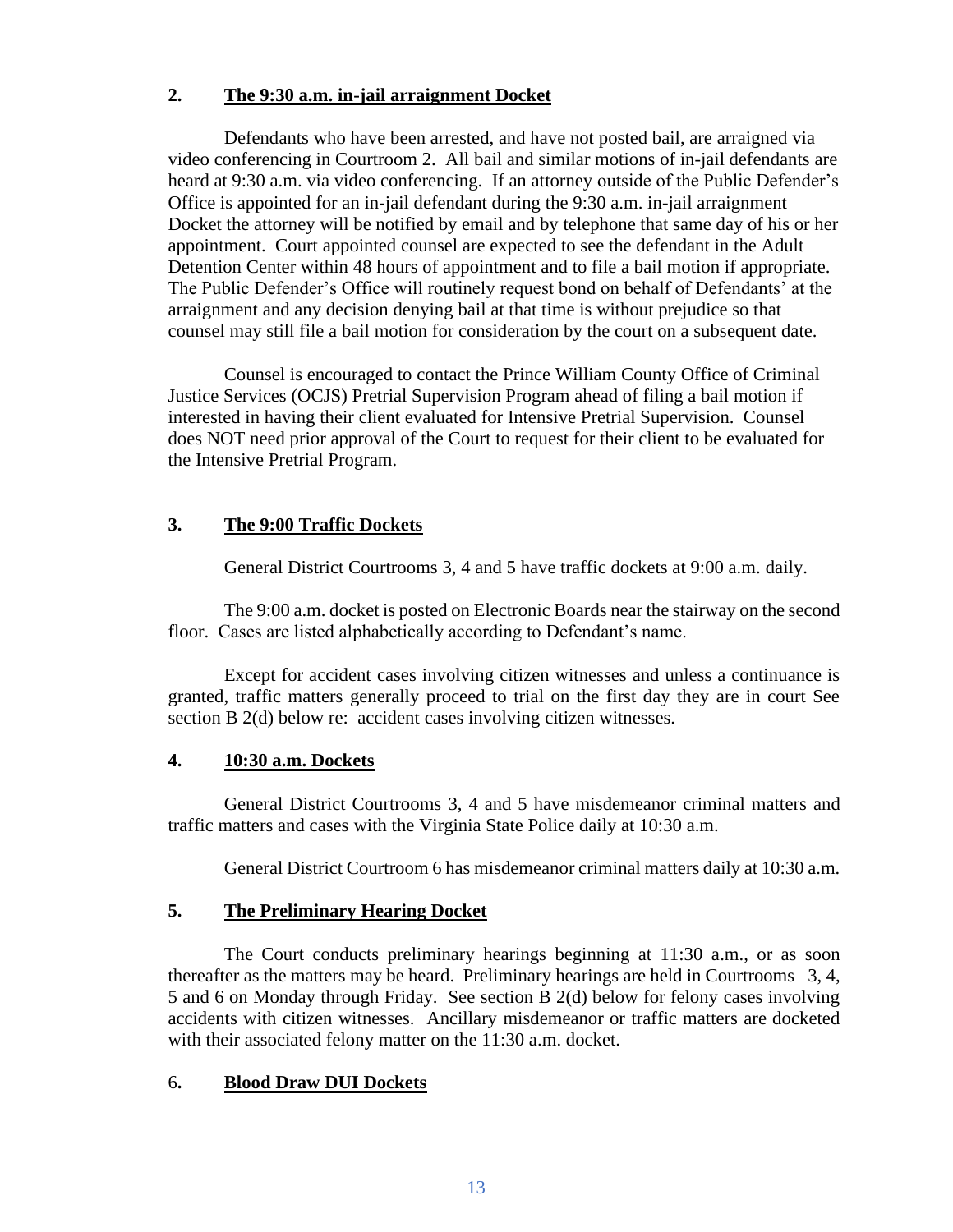### 2. The 9:30 a.m. in-jail arraignment Docket

Defendants who have been arrested, and have not posted bail, are arraigned via video conferencing in Courtroom 2. All bail and similar motions of in-jail defendants are heard at 9:30 a.m. via video conferencing. If an attorney outside of the Public Defender's Office is appointed for an in-jail defendant during the 9:30 a.m. in-jail arraignment Docket the attorney will be notified by email and by telephone that same day of his or her appointment. Court appointed counsel are expected to see the defendant in the Adult Detention Center within 48 hours of appointment and to file a bail motion if appropriate. The Public Defender's Office will routinely request bond on behalf of Defendants' at the arraignment and any decision denying bail at that time is without prejudice so that counsel may still file a bail motion for consideration by the court on a subsequent date.

Counsel is encouraged to contact the Prince William County Office of Criminal Justice Services (OCJS) Pretrial Supervision Program ahead of filing a bail motion if interested in having their client evaluated for Intensive Pretrial Supervision. Counsel does NOT need prior approval of the Court to request for their client to be evaluated for the Intensive Pretrial Program.

### 3. The 9:00 Traffic Dockets

General District Courtrooms 3, 4 and 5 have traffic dockets at 9:00 a.m. daily.

The 9:00 a.m. docket is posted on Electronic Boards near the stairway on the second floor. Cases are listed alphabetically according to Defendant's name.

Except for accident cases involving citizen witnesses and unless a continuance is granted, traffic matters generally proceed to trial on the first day they are in court See section B 2(d) below re: accident cases involving citizen witnesses.

### 4. 10:30 a.m. Dockets

General District Courtrooms 3, 4 and 5 have misdemeanor criminal matters and traffic matters and cases with the Virginia State Police daily at 10:30 a.m.

General District Courtroom 6 has misdemeanor criminal matters daily at 10:30 a.m.

### 5. The Preliminary Hearing Docket

The Court conducts preliminary hearings beginning at 11:30 a.m., or as soon thereafter as the matters may be heard. Preliminary hearings are held in Courtrooms 3, 4, 5 and 6 on Monday through Friday. See section B 2(d) below for felony cases involving accidents with citizen witnesses. Ancillary misdemeanor or traffic matters are docketed with their associated felony matter on the 11:30 a.m. docket.

### 6. Blood Draw DUI Dockets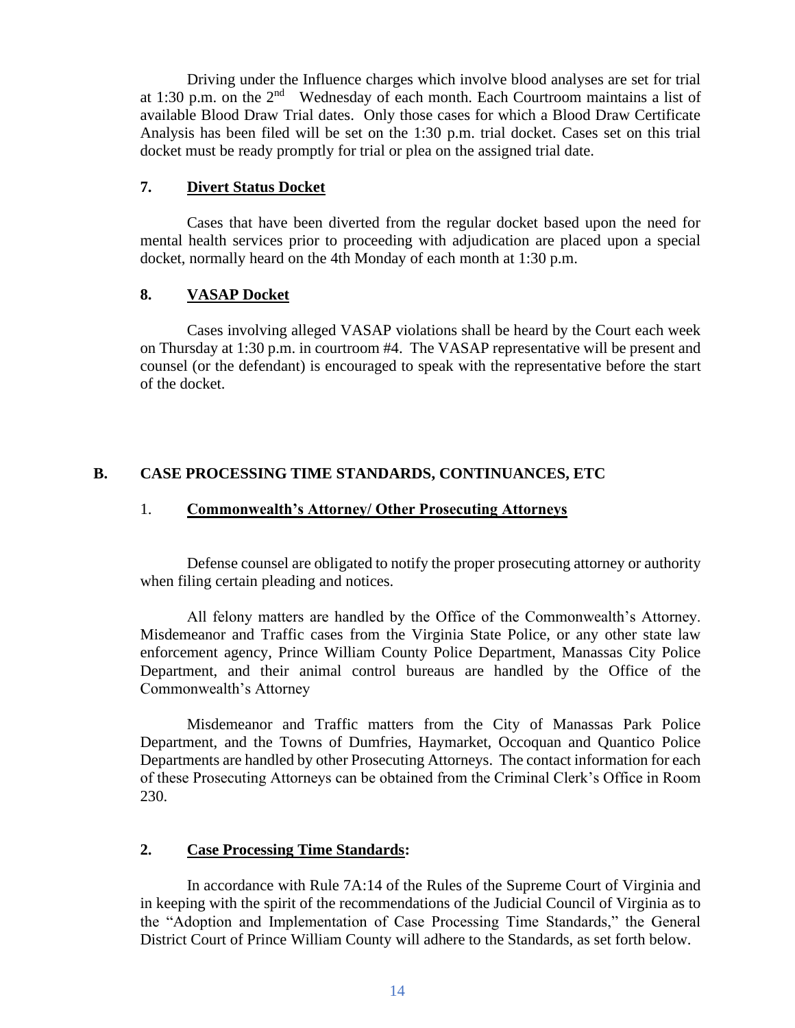Driving under the Influence charges which involve blood analyses are set for trial at 1:30 p.m. on the 2nd Wednesday of each month. Each Courtroom maintains a list of available Blood Draw Trial dates. Only those cases for which a Blood Draw Certificate Analysis has been filed will be set on the 1:30 p.m. trial docket. Cases set on this trial docket must be ready promptly for trial or plea on the assigned trial date.

### 7. Divert Status Docket

Cases that have been diverted from the regular docket based upon the need for mental health services prior to proceeding with adjudication are placed upon a special docket, normally heard on the 4th Monday of each month at 1:30 p.m.

### 8. VASAP Docket

Cases involving alleged VASAP violations shall be heard by the Court each week on Thursday at 1:30 p.m. in courtroom #4. The VASAP representative will be present and counsel (or the defendant) is encouraged to speak with the representative before the start of the docket.

## B. CASE PROCESSING TIME STANDARDS, CONTINUANCES, ETC

### 1. Commonwealth's Attorney/ Other Prosecuting Attorneys

Defense counsel are obligated to notify the proper prosecuting attorney or authority when filing certain pleading and notices.

All felony matters are handled by the Office of the Commonwealth's Attorney. Misdemeanor and Traffic cases from the Virginia State Police, or any other state law enforcement agency, Prince William County Police Department, Manassas City Police Department, and their animal control bureaus are handled by the Office of the Commonwealth's Attorney

Misdemeanor and Traffic matters from the City of Manassas Park Police Department, and the Towns of Dumfries, Haymarket, Occoquan and Quantico Police Departments are handled by other Prosecuting Attorneys. The contact information for each of these Prosecuting Attorneys can be obtained from the Criminal Clerk's Office in Room 230.

### 2. Case Processing Time Standards:

In accordance with Rule 7A:14 of the Rules of the Supreme Court of Virginia and in keeping with the spirit of the recommendations of the Judicial Council of Virginia as to the "Adoption and Implementation of Case Processing Time Standards," the General District Court of Prince William County will adhere to the Standards, as set forth below.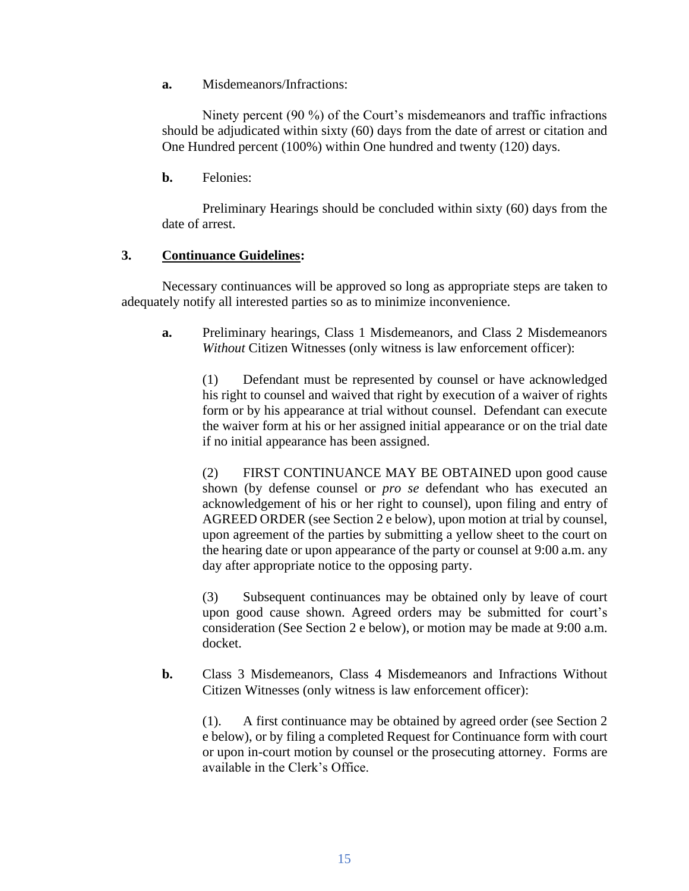**a.** Misdemeanors/Infractions:

Ninety percent (90 %) of the Court's misdemeanors and traffic infractions should be adjudicated within sixty (60) days from the date of arrest or citation and One Hundred percent (100%) within One hundred and twenty (120) days.

**b.** Felonies:

Preliminary Hearings should be concluded within sixty (60) days from the date of arrest.

**3. Continuance Guidelines:**

Necessary continuances will be approved so long as appropriate steps are taken to adequately notify all interested parties so as to minimize inconvenience.

**a.** Preliminary hearings, Class 1 Misdemeanors, and Class 2 Misdemeanors *Without* Citizen Witnesses (only witness is law enforcement officer):

(1) Defendant must be represented by counsel or have acknowledged his right to counsel and waived that right by execution of a waiver of rights form or by his appearance at trial without counsel. Defendant can execute the waiver form at his or her assigned initial appearance or on the trial date if no initial appearance has been assigned.

(2) FIRST CONTINUANCE MAY BE OBTAINED upon good cause shown (by defense counsel or *pro se* defendant who has executed an acknowledgement of his or her right to counsel), upon filing and entry of AGREED ORDER (see Section 2 e below), upon motion at trial by counsel, upon agreement of the parties by submitting a yellow sheet to the court on the hearing date or upon appearance of the party or counsel at 9:00 a.m. any day after appropriate notice to the opposing party.

(3) Subsequent continuances may be obtained only by leave of court upon good cause shown. Agreed orders may be submitted for court's consideration (See Section 2 e below), or motion may be made at 9:00 a.m. docket.

**b.** Class 3 Misdemeanors, Class 4 Misdemeanors and Infractions Without Citizen Witnesses (only witness is law enforcement officer):

(1). A first continuance may be obtained by agreed order (see Section 2 e below), or by filing a completed Request for Continuance form with court or upon in-court motion by counsel or the prosecuting attorney. Forms are available in the Clerk's Office.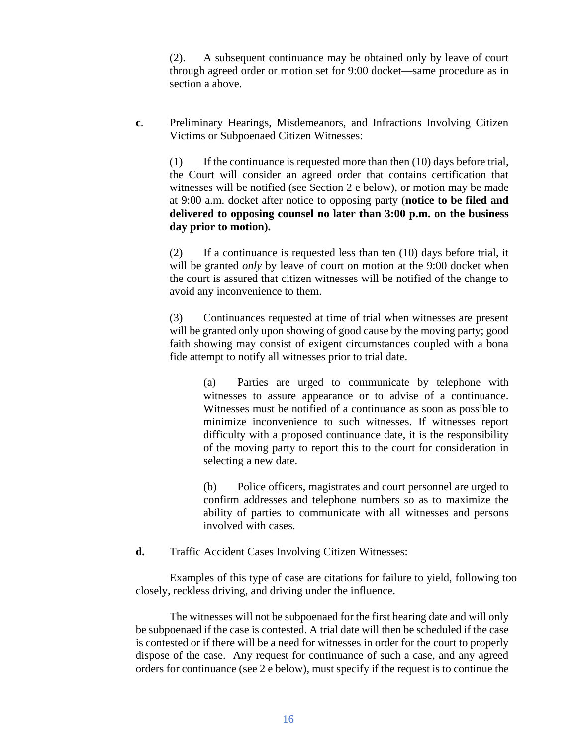(2). A subsequent continuance may be obtained only by leave of court through agreed order or motion set for 9:00 docket—same procedure as in section a above.

**c**. Preliminary Hearings, Misdemeanors, and Infractions Involving Citizen Victims or Subpoenaed Citizen Witnesses:

(1) If the continuance is requested more than then (10) days before trial, the Court will consider an agreed order that contains certification that witnesses will be notified (see Section 2 e below), or motion may be made at 9:00 a.m. docket after notice to opposing party (**notice to be filed and delivered to opposing counsel no later than 3:00 p.m. on the business day prior to motion).**

(2) If a continuance is requested less than ten (10) days before trial, it will be granted *only* by leave of court on motion at the 9:00 docket when the court is assured that citizen witnesses will be notified of the change to avoid any inconvenience to them.

(3) Continuances requested at time of trial when witnesses are present will be granted only upon showing of good cause by the moving party; good faith showing may consist of exigent circumstances coupled with a bona fide attempt to notify all witnesses prior to trial date.

(a) Parties are urged to communicate by telephone with witnesses to assure appearance or to advise of a continuance. Witnesses must be notified of a continuance as soon as possible to minimize inconvenience to such witnesses. If witnesses report difficulty with a proposed continuance date, it is the responsibility of the moving party to report this to the court for consideration in selecting a new date.

(b) Police officers, magistrates and court personnel are urged to confirm addresses and telephone numbers so as to maximize the ability of parties to communicate with all witnesses and persons involved with cases.

**d.** Traffic Accident Cases Involving Citizen Witnesses:

Examples of this type of case are citations for failure to yield, following too closely, reckless driving, and driving under the influence.

The witnesses will not be subpoenaed for the first hearing date and will only be subpoenaed if the case is contested. A trial date will then be scheduled if the case is contested or if there will be a need for witnesses in order for the court to properly dispose of the case. Any request for continuance of such a case, and any agreed orders for continuance (see 2 e below), must specify if the request is to continue the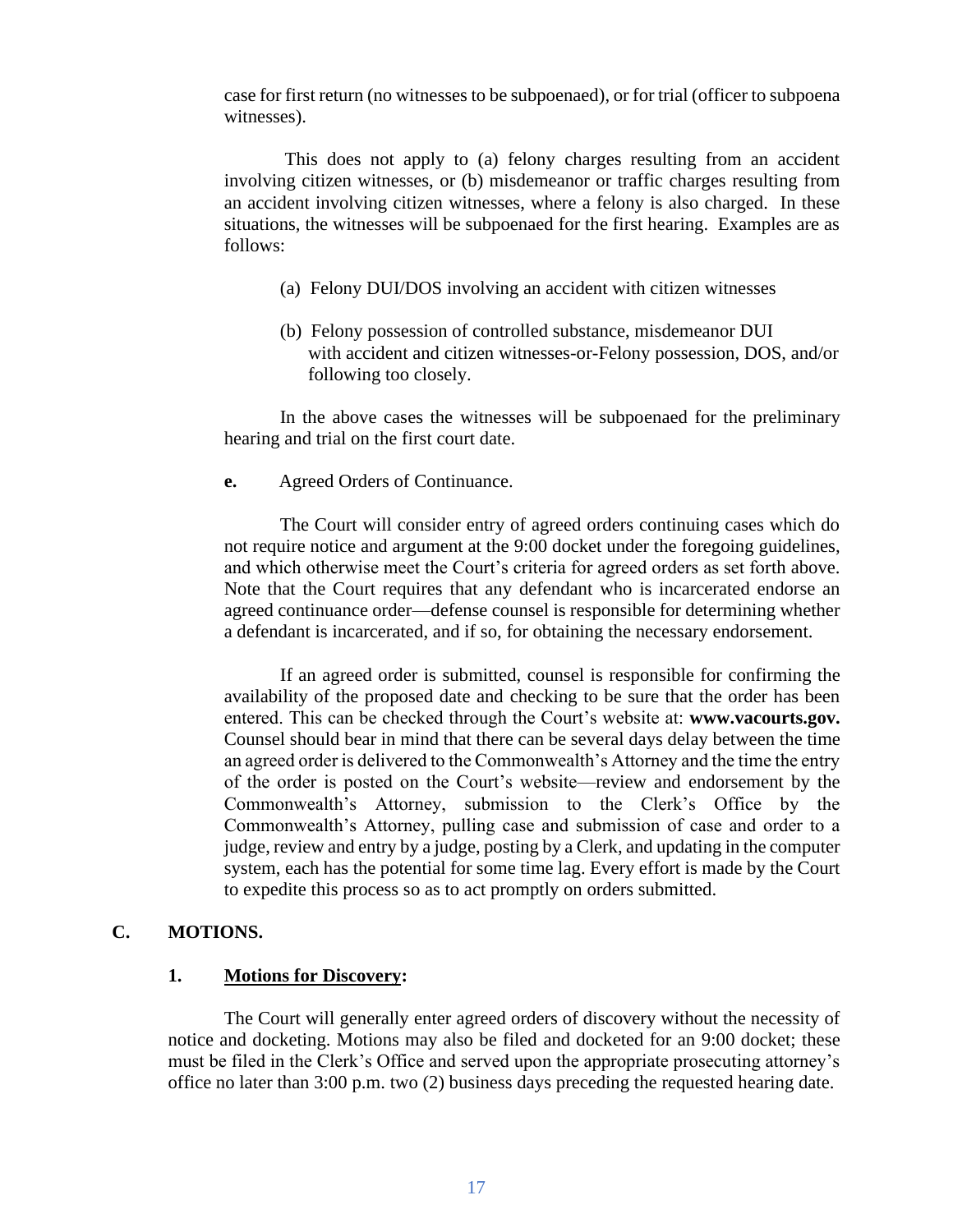case for first return (no witnesses to be subpoenaed), or for trial (officer to subpoena witnesses).

This does not apply to (a) felony charges resulting from an accident involving citizen witnesses, or (b) misdemeanor or traffic charges resulting from an accident involving citizen witnesses, where a felony is also charged. In these situations, the witnesses will be subpoenaed for the first hearing. Examples are as follows:

(a) Felony DUI/DOS involving an accident with citizen witnesses

(b) Felony possession of controlled substance, misdemeanor DUI with accident and citizen witnesses-or-Felony possession, DOS, and/or following too closely.

In the above cases the witnesses will be subpoenaed for the preliminary hearing and trial on the first court date.

**e.** Agreed Orders of Continuance.

The Court will consider entry of agreed orders continuing cases which do not require notice and argument at the 9:00 docket under the foregoing guidelines, and which otherwise meet the Court's criteria for agreed orders as set forth above. Note that the Court requires that any defendant who is incarcerated endorse an agreed continuance order—defense counsel is responsible for determining whether a defendant is incarcerated, and if so, for obtaining the necessary endorsement.

If an agreed order is submitted, counsel is responsible for confirming the availability of the proposed date and checking to be sure that the order has been entered. This can be checked through the Court's website at: **www.vacourts.gov.** Counsel should bear in mind that there can be several days delay between the time an agreed order is delivered to the Commonwealth's Attorney and the time the entry of the order is posted on the Court's website—review and endorsement by the Commonwealth's Attorney, submission to the Clerk's Office by the Commonwealth's Attorney, pulling case and submission of case and order to a judge, review and entry by a judge, posting by a Clerk, and updating in the computer system, each has the potential for some time lag. Every effort is made by the Court to expedite this process so as to act promptly on orders submitted.

## C. MOTIONS.

### 1. <u>Motions for Discovery</u>:

The Court will generally enter agreed orders of discovery without the necessity of notice and docketing. Motions may also be filed and docketed for an 9:00 docket; these must be filed in the Clerk's Office and served upon the appropriate prosecuting attorney's office no later than 3:00 p.m. two (2) business days preceding the requested hearing date.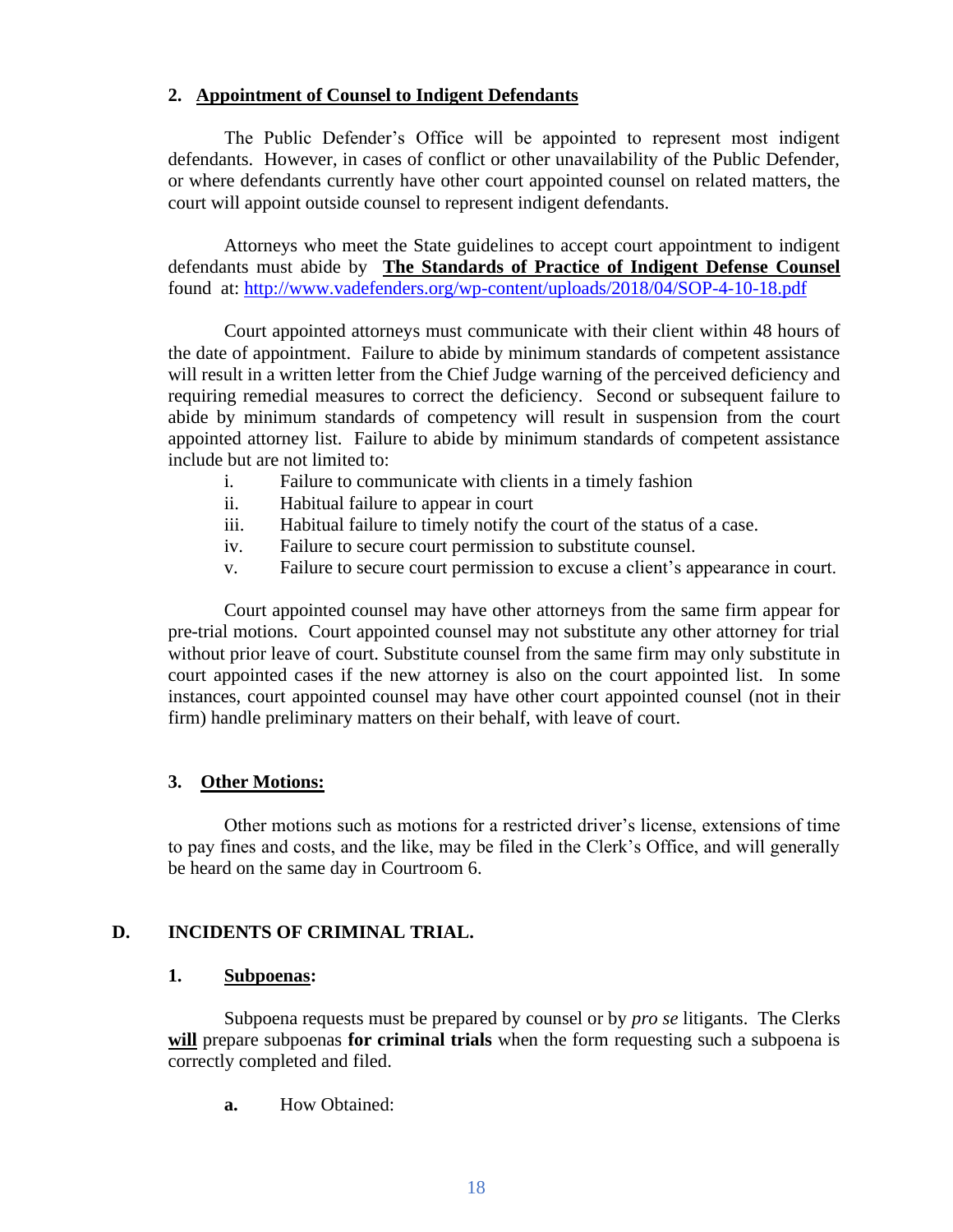### 2. Appointment of Counsel to Indigent Defendants

The Public Defender's Office will be appointed to represent most indigent defendants. However, in cases of conflict or other unavailability of the Public Defender, or where defendants currently have other court appointed counsel on related matters, the court will appoint outside counsel to represent indigent defendants.

Attorneys who meet the State guidelines to accept court appointment to indigent defendants must abide by **The Standards of Practice of Indigent Defense Counsel** found at: [http://www.vadefenders.org/wp-content/uploads/2018/04/SOP-4-10-18.pdf](http://www.vadefenders.org/wp-content/uploads/2018/04/SOP-4-10-18.pdf)

Court appointed attorneys must communicate with their client within 48 hours of the date of appointment. Failure to abide by minimum standards of competent assistance will result in a written letter from the Chief Judge warning of the perceived deficiency and requiring remedial measures to correct the deficiency. Second or subsequent failure to abide by minimum standards of competency will result in suspension from the court appointed attorney list. Failure to abide by minimum standards of competent assistance include but are not limited to:

- i. Failure to communicate with clients in a timely fashion
- ii. Habitual failure to appear in court
- iii. Habitual failure to timely notify the court of the status of a case.
- iv. Failure to secure court permission to substitute counsel.
- v. Failure to secure court permission to excuse a client's appearance in court.

Court appointed counsel may have other attorneys from the same firm appear for pre-trial motions. Court appointed counsel may not substitute any other attorney for trial without prior leave of court. Substitute counsel from the same firm may only substitute in court appointed cases if the new attorney is also on the court appointed list. In some instances, court appointed counsel may have other court appointed counsel (not in their firm) handle preliminary matters on their behalf, with leave of court.

### 3. Other Motions:

Other motions such as motions for a restricted driver's license, extensions of time to pay fines and costs, and the like, may be filed in the Clerk's Office, and will generally be heard on the same day in Courtroom 6.

## D. INCIDENTS OF CRIMINAL TRIAL.

### 1. Subpoenas:

Subpoena requests must be prepared by counsel or by *pro se* litigants. The Clerks **will** prepare subpoenas **for criminal trials** when the form requesting such a subpoena is correctly completed and filed.

**a.** How Obtained: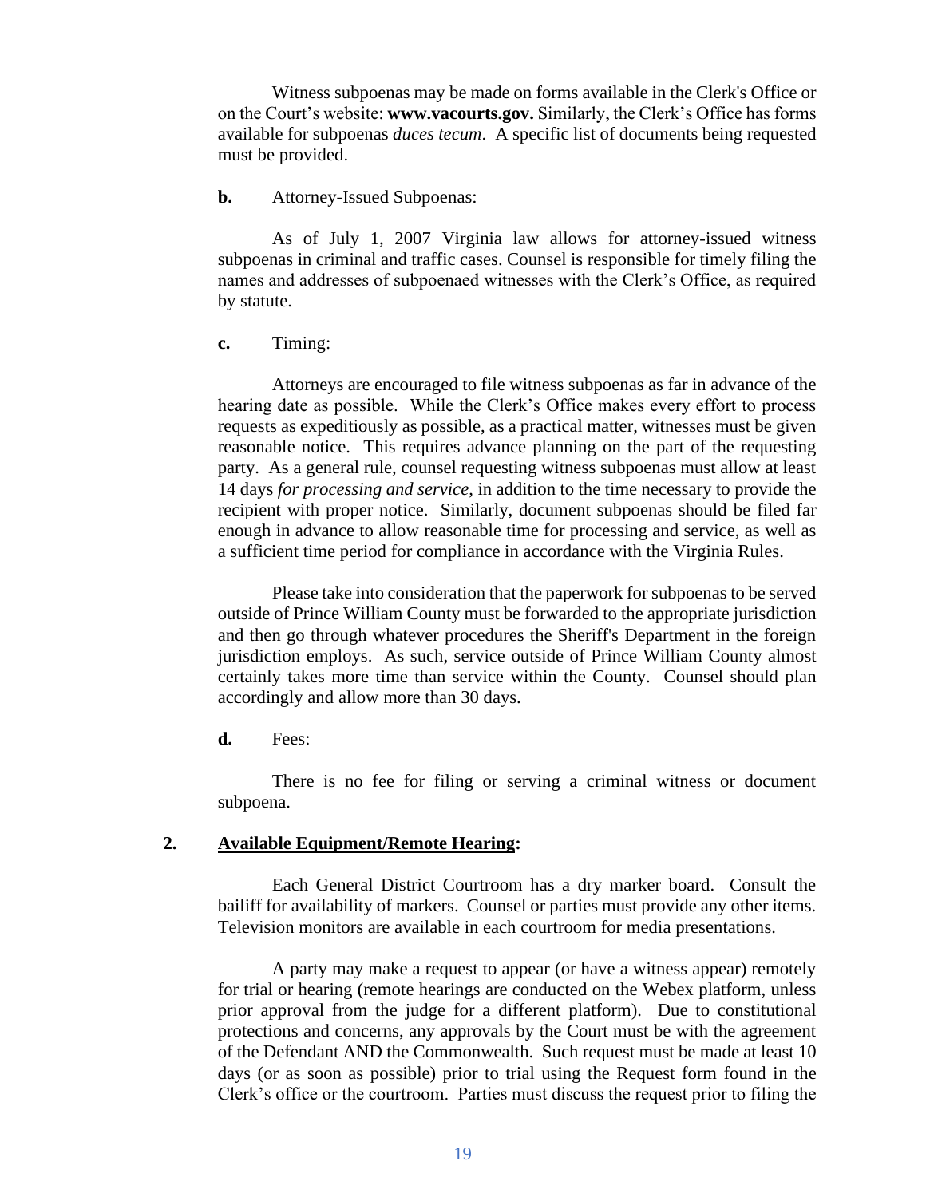Witness subpoenas may be made on forms available in the Clerk's Office or on the Court's website: **www.vacourts.gov.** Similarly, the Clerk's Office has forms available for subpoenas *duces tecum*. A specific list of documents being requested must be provided.

**b.** Attorney-Issued Subpoenas:

As of July 1, 2007 Virginia law allows for attorney-issued witness subpoenas in criminal and traffic cases. Counsel is responsible for timely filing the names and addresses of subpoenaed witnesses with the Clerk's Office, as required by statute.

**c.** Timing:

Attorneys are encouraged to file witness subpoenas as far in advance of the hearing date as possible. While the Clerk's Office makes every effort to process requests as expeditiously as possible, as a practical matter, witnesses must be given reasonable notice. This requires advance planning on the part of the requesting party. As a general rule, counsel requesting witness subpoenas must allow at least 14 days *for processing and service*, in addition to the time necessary to provide the recipient with proper notice. Similarly, document subpoenas should be filed far enough in advance to allow reasonable time for processing and service, as well as a sufficient time period for compliance in accordance with the Virginia Rules.

Please take into consideration that the paperwork for subpoenas to be served outside of Prince William County must be forwarded to the appropriate jurisdiction and then go through whatever procedures the Sheriff's Department in the foreign jurisdiction employs. As such, service outside of Prince William County almost certainly takes more time than service within the County. Counsel should plan accordingly and allow more than 30 days.

**d.** Fees:

There is no fee for filing or serving a criminal witness or document subpoena.

**2. <u>Available Equipment/Remote Hearing</u>:**

Each General District Courtroom has a dry marker board. Consult the bailiff for availability of markers. Counsel or parties must provide any other items. Television monitors are available in each courtroom for media presentations.

A party may make a request to appear (or have a witness appear) remotely for trial or hearing (remote hearings are conducted on the Webex platform, unless prior approval from the judge for a different platform). Due to constitutional protections and concerns, any approvals by the Court must be with the agreement of the Defendant AND the Commonwealth. Such request must be made at least 10 days (or as soon as possible) prior to trial using the Request form found in the Clerk's office or the courtroom. Parties must discuss the request prior to filing the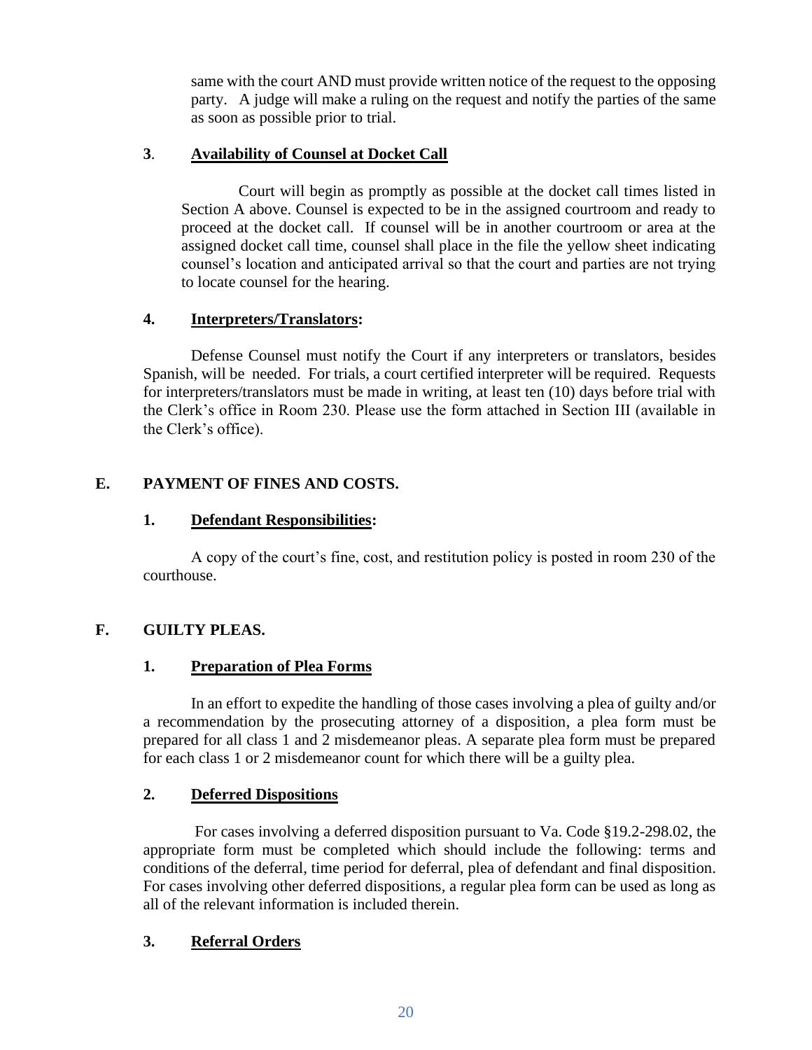same with the court AND must provide written notice of the request to the opposing party. A judge will make a ruling on the request and notify the parties of the same as soon as possible prior to trial.

### 3. Availability of Counsel at Docket Call

Court will begin as promptly as possible at the docket call times listed in Section A above. Counsel is expected to be in the assigned courtroom and ready to proceed at the docket call. If counsel will be in another courtroom or area at the assigned docket call time, counsel shall place in the file the yellow sheet indicating counsel's location and anticipated arrival so that the court and parties are not trying to locate counsel for the hearing.

### 4. Interpreters/Translators:

Defense Counsel must notify the Court if any interpreters or translators, besides Spanish, will be needed. For trials, a court certified interpreter will be required. Requests for interpreters/translators must be made in writing, at least ten (10) days before trial with the Clerk's office in Room 230. Please use the form attached in Section III (available in the Clerk's office).

## E. PAYMENT OF FINES AND COSTS.

### 1. Defendant Responsibilities:

A copy of the court's fine, cost, and restitution policy is posted in room 230 of the courthouse.

## F. GUILTY PLEAS.

### 1. Preparation of Plea Forms

In an effort to expedite the handling of those cases involving a plea of guilty and/or a recommendation by the prosecuting attorney of a disposition, a plea form must be prepared for all class 1 and 2 misdemeanor pleas. A separate plea form must be prepared for each class 1 or 2 misdemeanor count for which there will be a guilty plea.

### 2. Deferred Dispositions

For cases involving a deferred disposition pursuant to Va. Code §19.2-298.02, the appropriate form must be completed which should include the following: terms and conditions of the deferral, time period for deferral, plea of defendant and final disposition. For cases involving other deferred dispositions, a regular plea form can be used as long as all of the relevant information is included therein.

### 3. Referral Orders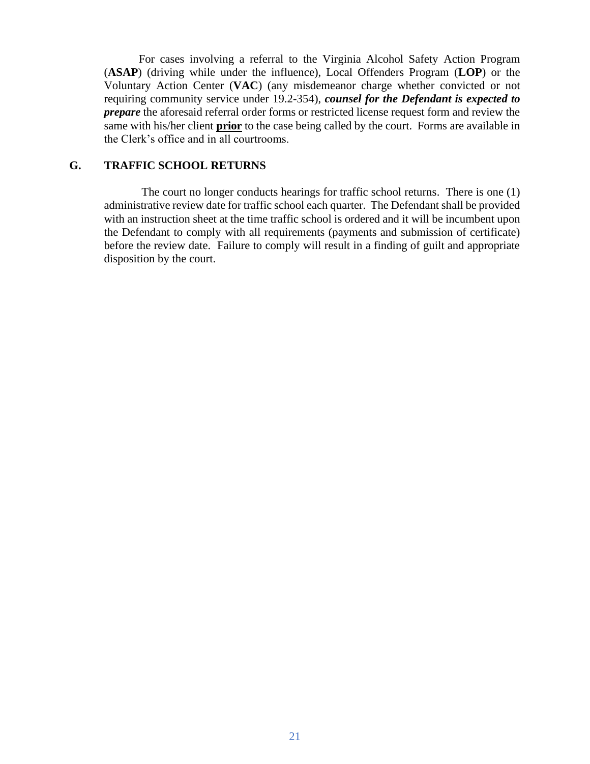For cases involving a referral to the Virginia Alcohol Safety Action Program (**ASAP**) (driving while under the influence), Local Offenders Program (**LOP**) or the Voluntary Action Center (**VAC**) (any misdemeanor charge whether convicted or not requiring community service under 19.2-354), ***counsel for the Defendant is expected to prepare*** the aforesaid referral order forms or restricted license request form and review the same with his/her client **<u>prior</u>** to the case being called by the court. Forms are available in the Clerk's office and in all courtrooms.

### G. TRAFFIC SCHOOL RETURNS

The court no longer conducts hearings for traffic school returns. There is one (1) administrative review date for traffic school each quarter. The Defendant shall be provided with an instruction sheet at the time traffic school is ordered and it will be incumbent upon the Defendant to comply with all requirements (payments and submission of certificate) before the review date. Failure to comply will result in a finding of guilt and appropriate disposition by the court.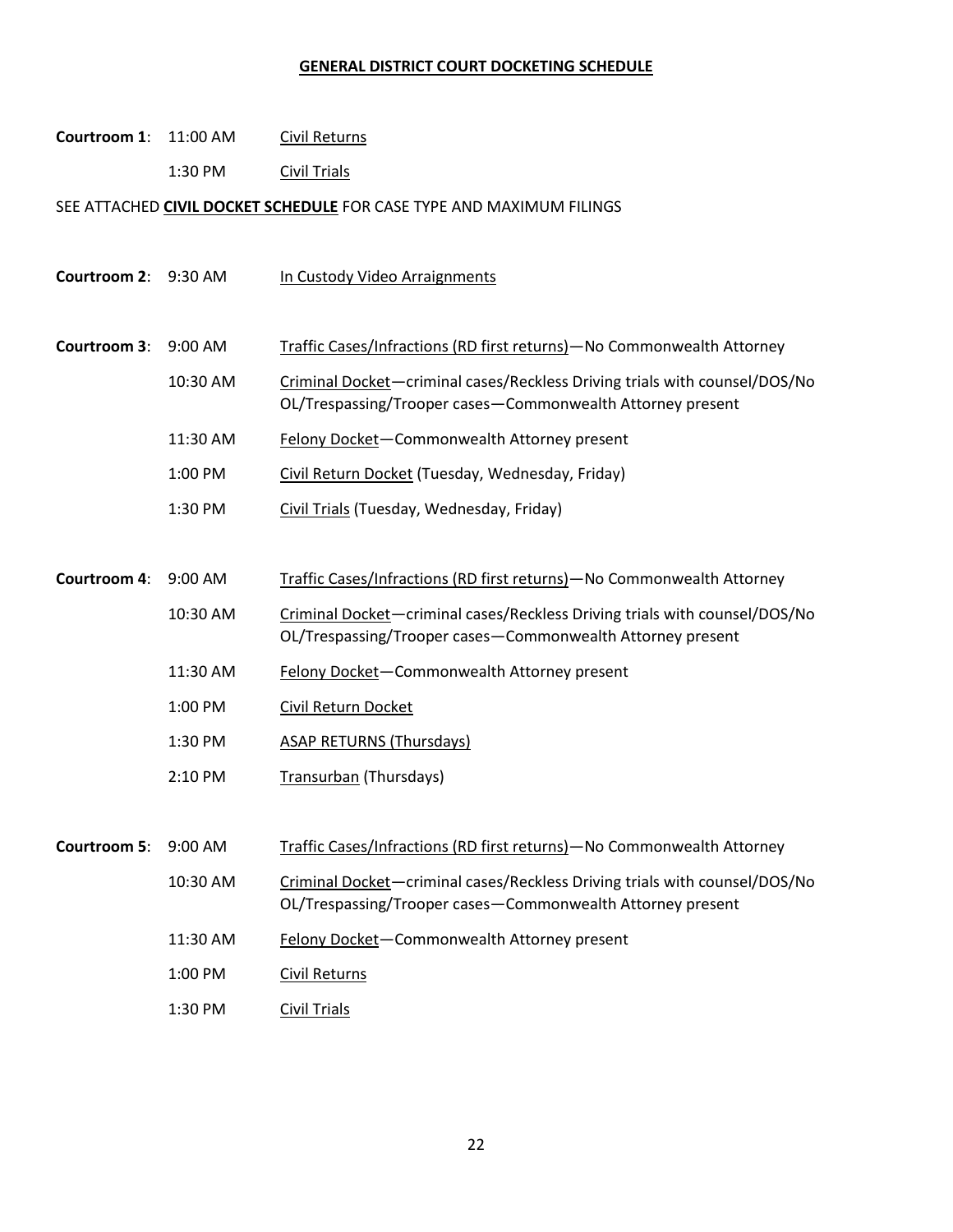## **GENERAL DISTRICT COURT DOCKETING SCHEDULE**

**Courtroom 1**: 11:00 AM Civil Returns

1:30 PM Civil Trials

SEE ATTACHED **CIVIL DOCKET SCHEDULE** FOR CASE TYPE AND MAXIMUM FILINGS

**Courtroom 2**: 9:30 AM In Custody Video Arraignments

**Courtroom 3**: 9:00 AM Traffic Cases/Infractions (RD first returns)—No Commonwealth Attorney

10:30 AM Criminal Docket—criminal cases/Reckless Driving trials with counsel/DOS/No OL/Trespassing/Trooper cases—Commonwealth Attorney present

11:30 AM Felony Docket—Commonwealth Attorney present

1:00 PM Civil Return Docket (Tuesday, Wednesday, Friday)

1:30 PM Civil Trials (Tuesday, Wednesday, Friday)

**Courtroom 4**: 9:00 AM Traffic Cases/Infractions (RD first returns)—No Commonwealth Attorney

10:30 AM Criminal Docket—criminal cases/Reckless Driving trials with counsel/DOS/No OL/Trespassing/Trooper cases—Commonwealth Attorney present

11:30 AM Felony Docket—Commonwealth Attorney present

1:00 PM Civil Return Docket

1:30 PM ASAP RETURNS (Thursdays)

2:10 PM Transurban (Thursdays)

**Courtroom 5**: 9:00 AM Traffic Cases/Infractions (RD first returns)—No Commonwealth Attorney

10:30 AM Criminal Docket—criminal cases/Reckless Driving trials with counsel/DOS/No OL/Trespassing/Trooper cases—Commonwealth Attorney present

11:30 AM Felony Docket—Commonwealth Attorney present

1:00 PM Civil Returns

1:30 PM Civil Trials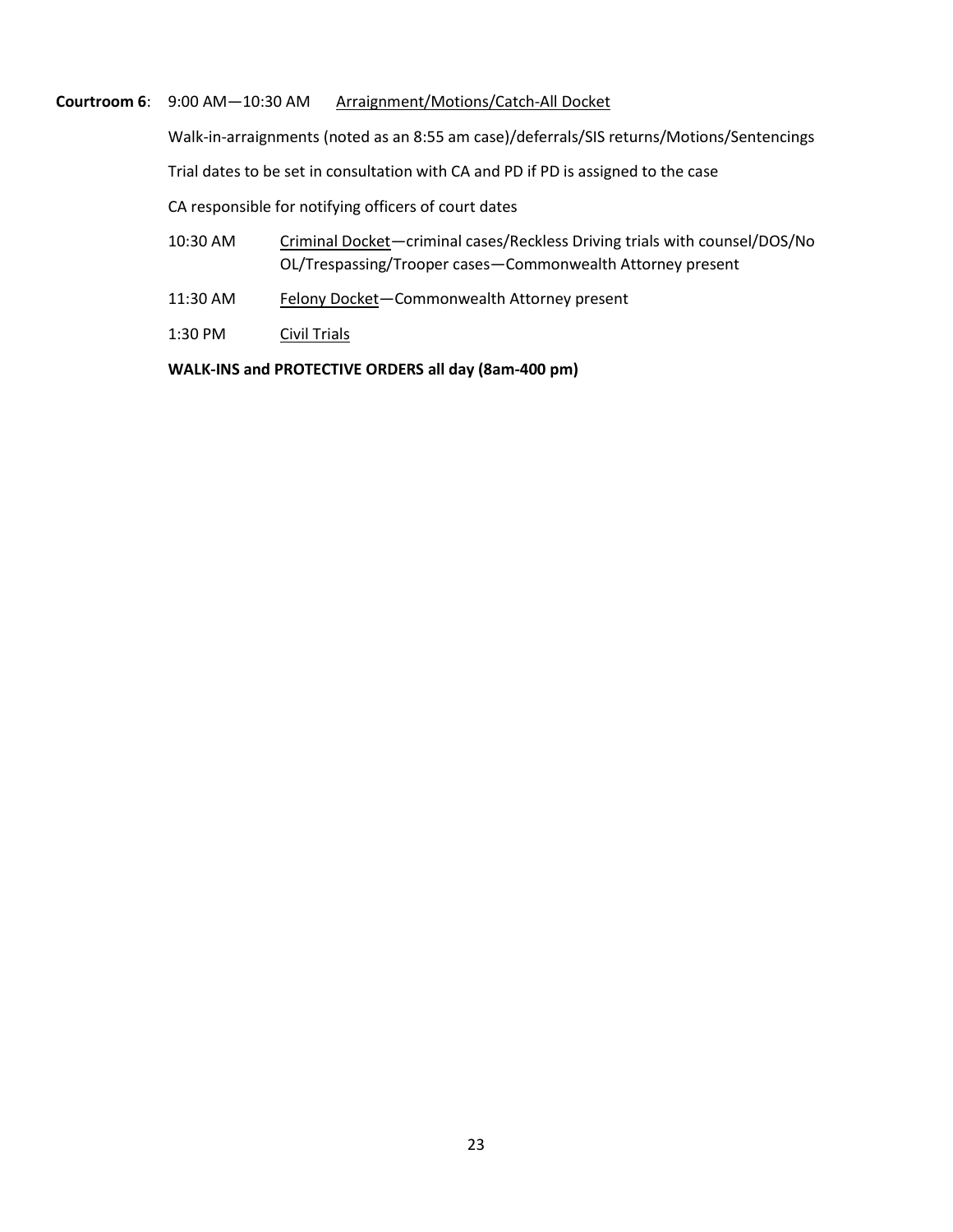**Courtroom 6**: 9:00 AM—10:30 AM <u>Arraignment/Motions/Catch-All Docket</u>

Walk-in-arraignments (noted as an 8:55 am case)/deferrals/SIS returns/Motions/Sentencings

Trial dates to be set in consultation with CA and PD if PD is assigned to the case

CA responsible for notifying officers of court dates

10:30 AM <u>Criminal Docket</u>—criminal cases/Reckless Driving trials with counsel/DOS/No OL/Trespassing/Trooper cases—Commonwealth Attorney present

11:30 AM <u>Felony Docket</u>—Commonwealth Attorney present

1:30 PM <u>Civil Trials</u>

**WALK-INS and PROTECTIVE ORDERS all day (8am-400 pm)**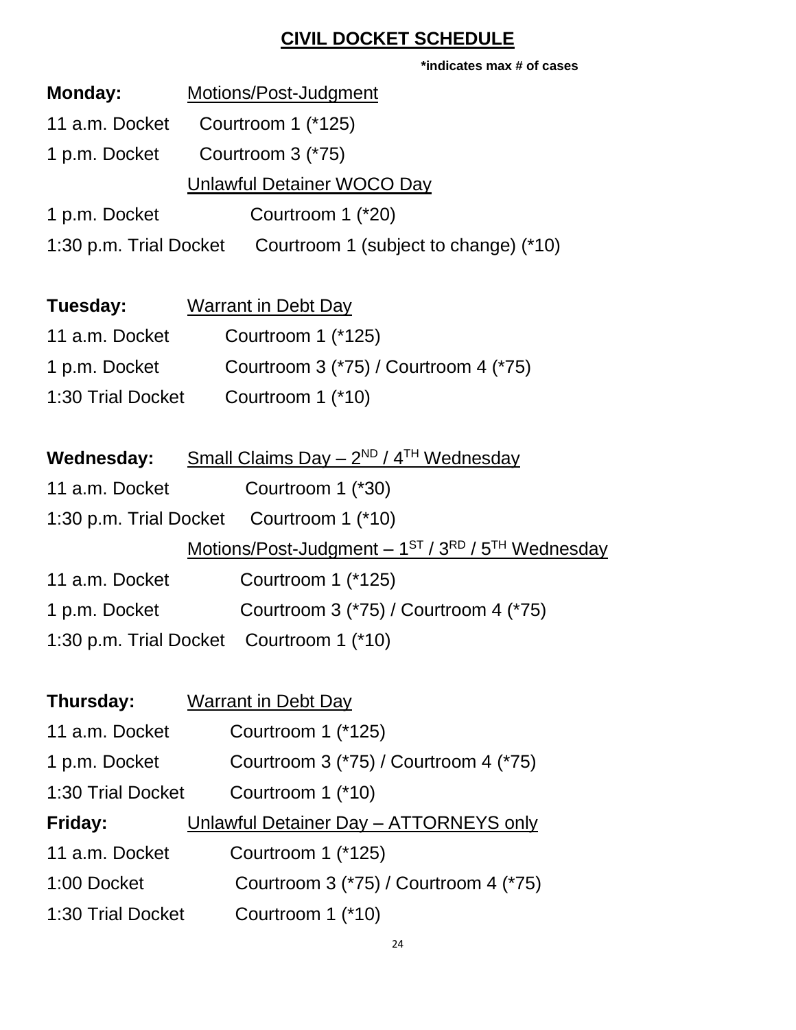# CIVIL DOCKET SCHEDULE

**\*indicates max # of cases**

**Monday:** Motions/Post-Judgment

11 a.m. Docket Courtroom 1 (*125)

1 p.m. Docket Courtroom 3 (*75)

Unlawful Detainer WOCO Day

1 p.m. Docket Courtroom 1 (*20)

1:30 p.m. Trial Docket Courtroom 1 (subject to change) (*10)

**Tuesday:** Warrant in Debt Day

11 a.m. Docket Courtroom 1 (*125)

1 p.m. Docket Courtroom 3 (*75) / Courtroom 4 (*75)

1:30 Trial Docket Courtroom 1 (*10)

**Wednesday:** Small Claims Day – 2ND / 4TH Wednesday

11 a.m. Docket Courtroom 1 (*30)

1:30 p.m. Trial Docket Courtroom 1 (*10)

Motions/Post-Judgment – 1ST / 3RD / 5TH Wednesday

11 a.m. Docket Courtroom 1 (*125)

1 p.m. Docket Courtroom 3 (*75) / Courtroom 4 (*75)

1:30 p.m. Trial Docket Courtroom 1 (*10)

**Thursday:** Warrant in Debt Day

11 a.m. Docket Courtroom 1 (*125)

1 p.m. Docket Courtroom 3 (*75) / Courtroom 4 (*75)

1:30 Trial Docket Courtroom 1 (*10)

**Friday:** Unlawful Detainer Day – ATTORNEYS only

11 a.m. Docket Courtroom 1 (*125)

1:00 Docket Courtroom 3 (*75) / Courtroom 4 (*75)

1:30 Trial Docket Courtroom 1 (*10)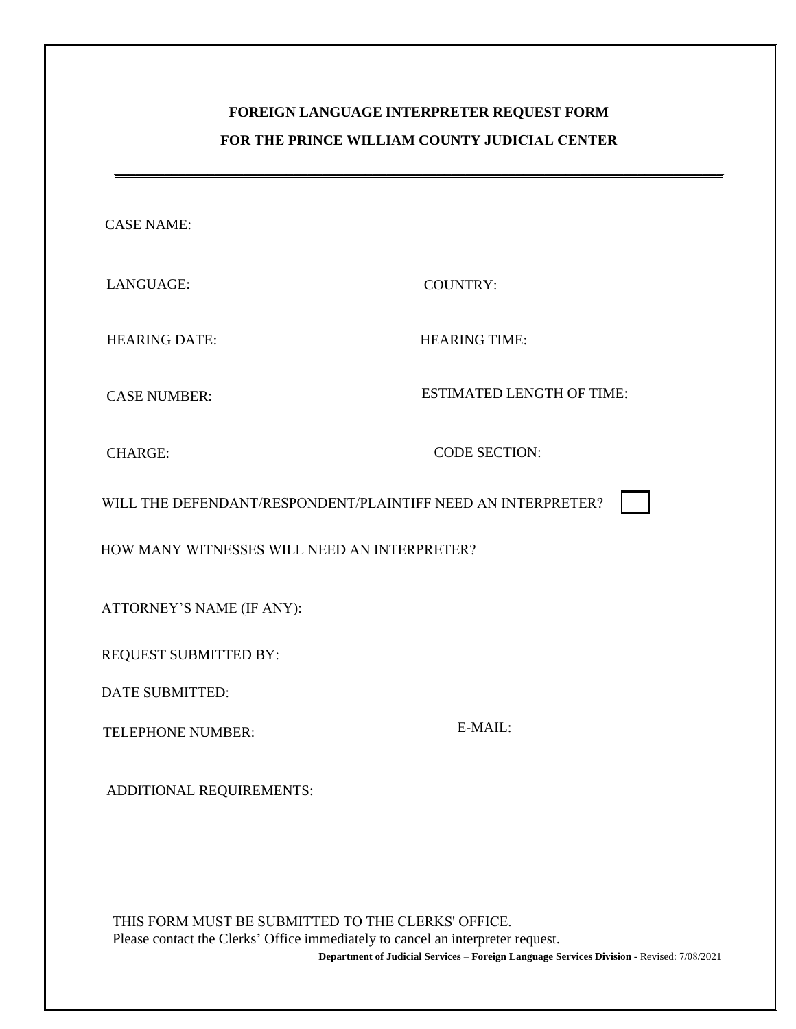# FOREIGN LANGUAGE INTERPRETER REQUEST FORM

## FOR THE PRINCE WILLIAM COUNTY JUDICIAL CENTER

---

CASE NAME:

LANGUAGE: COUNTRY:

HEARING DATE: HEARING TIME:

CASE NUMBER: ESTIMATED LENGTH OF TIME:

CHARGE: CODE SECTION:

WILL THE DEFENDANT/RESPONDENT/PLAINTIFF NEED AN INTERPRETER? ☐

HOW MANY WITNESSES WILL NEED AN INTERPRETER?

ATTORNEY'S NAME (IF ANY):

REQUEST SUBMITTED BY:

DATE SUBMITTED:

TELEPHONE NUMBER: E-MAIL:

ADDITIONAL REQUIREMENTS:

THIS FORM MUST BE SUBMITTED TO THE CLERKS' OFFICE.
Please contact the Clerks' Office immediately to cancel an interpreter request.

**Department of Judicial Services** – **Foreign Language Services Division** - Revised: 7/08/2021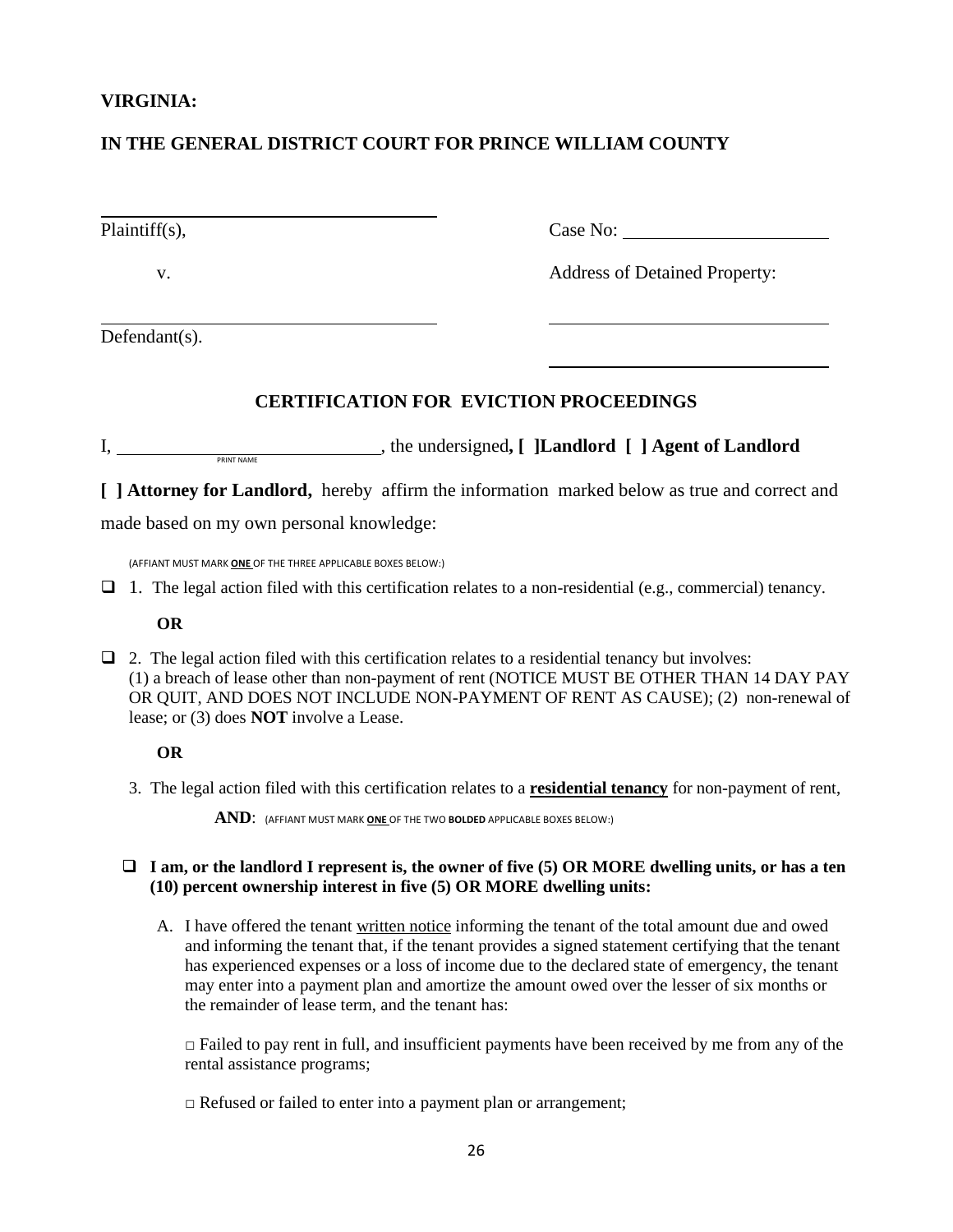**VIRGINIA:**

**IN THE GENERAL DISTRICT COURT FOR PRINCE WILLIAM COUNTY**

_______________________________________

Plaintiff(s), Case No: ______________________

v. Address of Detained Property:

_______________________________________ ______________________________

Defendant(s). ______________________________

## CERTIFICATION FOR EVICTION PROCEEDINGS

I, ____________________________ (PRINT NAME), the undersigned**, [ ]Landlord [ ] Agent of Landlord [ ] Attorney for Landlord,** hereby affirm the information marked below as true and correct and made based on my own personal knowledge:

(AFFIANT MUST MARK **ONE** OF THE THREE APPLICABLE BOXES BELOW:)

❑ 1. The legal action filed with this certification relates to a non-residential (e.g., commercial) tenancy.

**OR**

❑ 2. The legal action filed with this certification relates to a residential tenancy but involves: (1) a breach of lease other than non-payment of rent (NOTICE MUST BE OTHER THAN 14 DAY PAY OR QUIT, AND DOES NOT INCLUDE NON-PAYMENT OF RENT AS CAUSE); (2) non-renewal of lease; or (3) does **NOT** involve a Lease.

**OR**

3. The legal action filed with this certification relates to a **residential tenancy** for non-payment of rent,

**AND**: (AFFIANT MUST MARK **ONE** OF THE TWO **BOLDED** APPLICABLE BOXES BELOW:)

❑ **I am, or the landlord I represent is, the owner of five (5) OR MORE dwelling units, or has a ten (10) percent ownership interest in five (5) OR MORE dwelling units:**

A. I have offered the tenant written notice informing the tenant of the total amount due and owed and informing the tenant that, if the tenant provides a signed statement certifying that the tenant has experienced expenses or a loss of income due to the declared state of emergency, the tenant may enter into a payment plan and amortize the amount owed over the lesser of six months or the remainder of lease term, and the tenant has:

□ Failed to pay rent in full, and insufficient payments have been received by me from any of the rental assistance programs;

□ Refused or failed to enter into a payment plan or arrangement;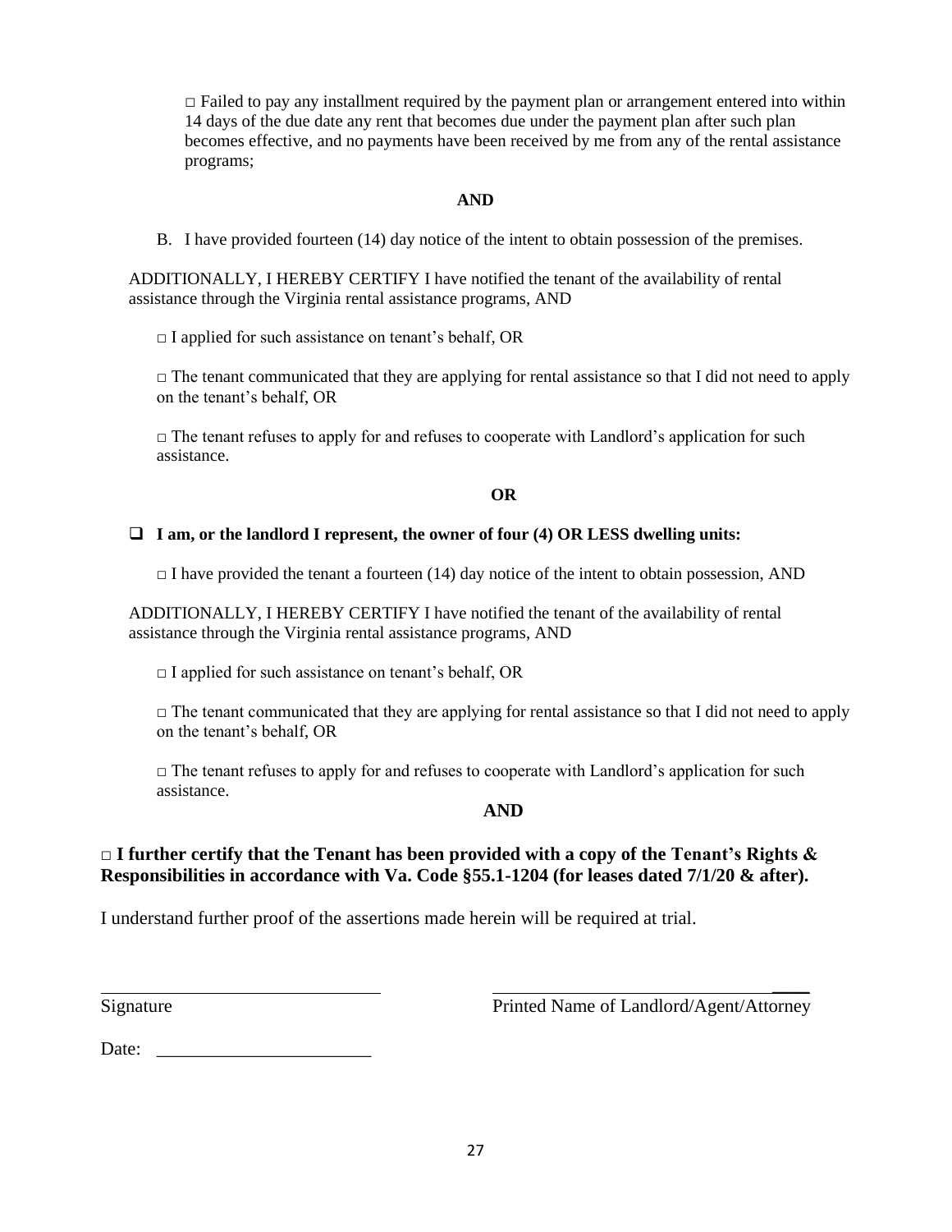□ Failed to pay any installment required by the payment plan or arrangement entered into within 14 days of the due date any rent that becomes due under the payment plan after such plan becomes effective, and no payments have been received by me from any of the rental assistance programs;

**AND**

B. I have provided fourteen (14) day notice of the intent to obtain possession of the premises.

ADDITIONALLY, I HEREBY CERTIFY I have notified the tenant of the availability of rental assistance through the Virginia rental assistance programs, AND

□ I applied for such assistance on tenant's behalf, OR

□ The tenant communicated that they are applying for rental assistance so that I did not need to apply on the tenant's behalf, OR

□ The tenant refuses to apply for and refuses to cooperate with Landlord's application for such assistance.

**OR**

❑ **I am, or the landlord I represent, the owner of four (4) OR LESS dwelling units:**

□ I have provided the tenant a fourteen (14) day notice of the intent to obtain possession, AND

ADDITIONALLY, I HEREBY CERTIFY I have notified the tenant of the availability of rental assistance through the Virginia rental assistance programs, AND

□ I applied for such assistance on tenant's behalf, OR

□ The tenant communicated that they are applying for rental assistance so that I did not need to apply on the tenant's behalf, OR

□ The tenant refuses to apply for and refuses to cooperate with Landlord's application for such assistance.

**AND**

**□ I further certify that the Tenant has been provided with a copy of the Tenant's Rights & Responsibilities in accordance with Va. Code §55.1-1204 (for leases dated 7/1/20 & after).**

I understand further proof of the assertions made herein will be required at trial.

______________________________ ______________________________

Signature Printed Name of Landlord/Agent/Attorney

Date: ______________________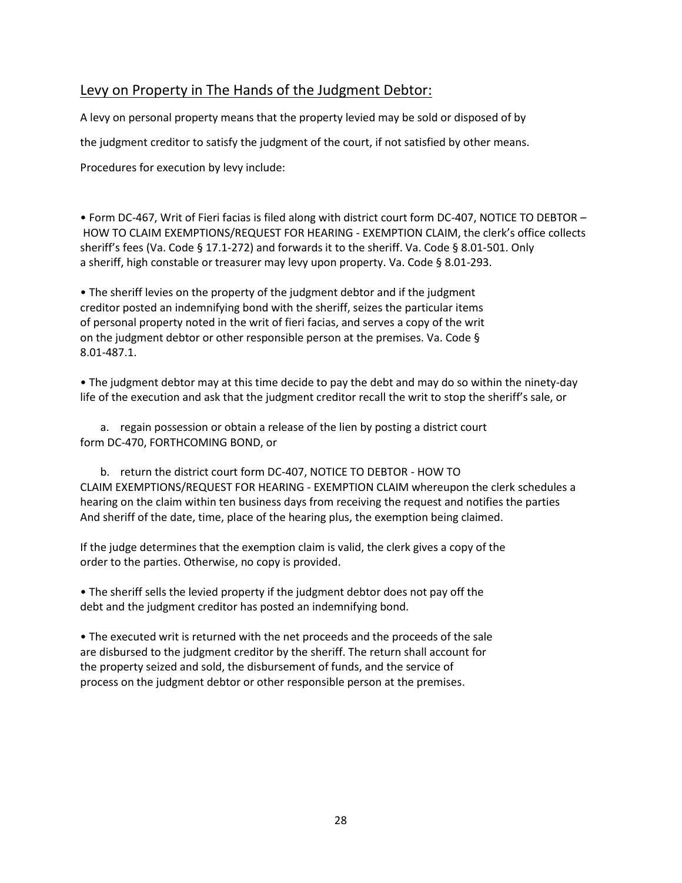## Levy on Property in The Hands of the Judgment Debtor:

A levy on personal property means that the property levied may be sold or disposed of by the judgment creditor to satisfy the judgment of the court, if not satisfied by other means.

Procedures for execution by levy include:

• Form DC-467, Writ of Fieri facias is filed along with district court form DC-407, NOTICE TO DEBTOR – HOW TO CLAIM EXEMPTIONS/REQUEST FOR HEARING - EXEMPTION CLAIM, the clerk's office collects sheriff's fees (Va. Code § 17.1-272) and forwards it to the sheriff. Va. Code § 8.01-501. Only a sheriff, high constable or treasurer may levy upon property. Va. Code § 8.01-293.

• The sheriff levies on the property of the judgment debtor and if the judgment creditor posted an indemnifying bond with the sheriff, seizes the particular items of personal property noted in the writ of fieri facias, and serves a copy of the writ on the judgment debtor or other responsible person at the premises. Va. Code § 8.01-487.1.

• The judgment debtor may at this time decide to pay the debt and may do so within the ninety-day life of the execution and ask that the judgment creditor recall the writ to stop the sheriff's sale, or

a. regain possession or obtain a release of the lien by posting a district court form DC-470, FORTHCOMING BOND, or

b. return the district court form DC-407, NOTICE TO DEBTOR - HOW TO CLAIM EXEMPTIONS/REQUEST FOR HEARING - EXEMPTION CLAIM whereupon the clerk schedules a hearing on the claim within ten business days from receiving the request and notifies the parties And sheriff of the date, time, place of the hearing plus, the exemption being claimed.

If the judge determines that the exemption claim is valid, the clerk gives a copy of the order to the parties. Otherwise, no copy is provided.

• The sheriff sells the levied property if the judgment debtor does not pay off the debt and the judgment creditor has posted an indemnifying bond.

• The executed writ is returned with the net proceeds and the proceeds of the sale are disbursed to the judgment creditor by the sheriff. The return shall account for the property seized and sold, the disbursement of funds, and the service of process on the judgment debtor or other responsible person at the premises.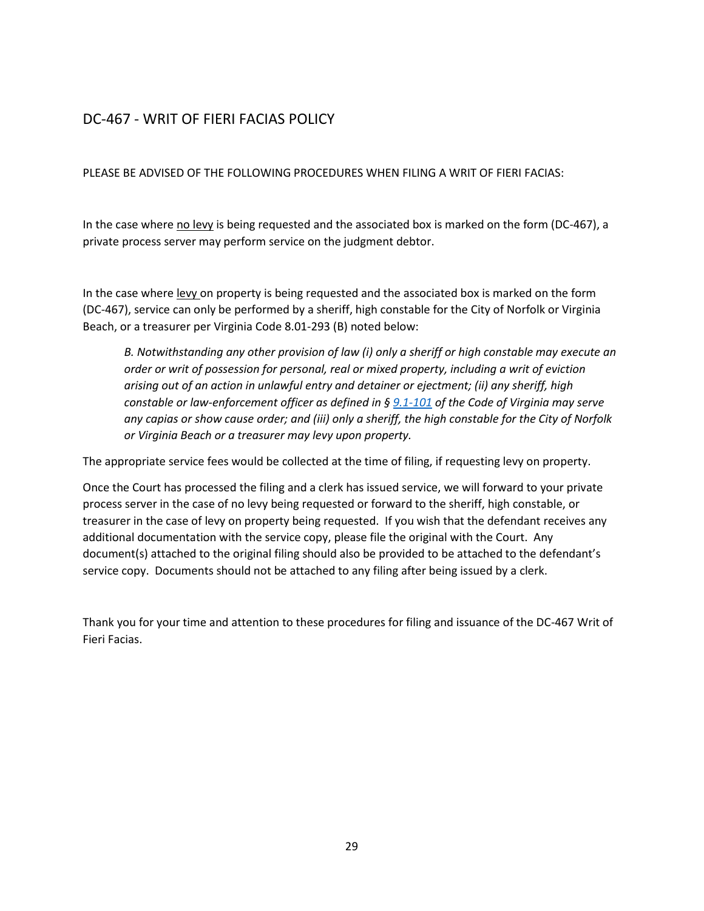## DC-467 - WRIT OF FIERI FACIAS POLICY

PLEASE BE ADVISED OF THE FOLLOWING PROCEDURES WHEN FILING A WRIT OF FIERI FACIAS:

In the case where no levy is being requested and the associated box is marked on the form (DC-467), a private process server may perform service on the judgment debtor.

In the case where levy on property is being requested and the associated box is marked on the form (DC-467), service can only be performed by a sheriff, high constable for the City of Norfolk or Virginia Beach, or a treasurer per Virginia Code 8.01-293 (B) noted below:

> *B. Notwithstanding any other provision of law (i) only a sheriff or high constable may execute an order or writ of possession for personal, real or mixed property, including a writ of eviction arising out of an action in unlawful entry and detainer or ejectment; (ii) any sheriff, high constable or law-enforcement officer as defined in § 9.1-101 of the Code of Virginia may serve any capias or show cause order; and (iii) only a sheriff, the high constable for the City of Norfolk or Virginia Beach or a treasurer may levy upon property.*

The appropriate service fees would be collected at the time of filing, if requesting levy on property.

Once the Court has processed the filing and a clerk has issued service, we will forward to your private process server in the case of no levy being requested or forward to the sheriff, high constable, or treasurer in the case of levy on property being requested. If you wish that the defendant receives any additional documentation with the service copy, please file the original with the Court. Any document(s) attached to the original filing should also be provided to be attached to the defendant's service copy. Documents should not be attached to any filing after being issued by a clerk.

Thank you for your time and attention to these procedures for filing and issuance of the DC-467 Writ of Fieri Facias.